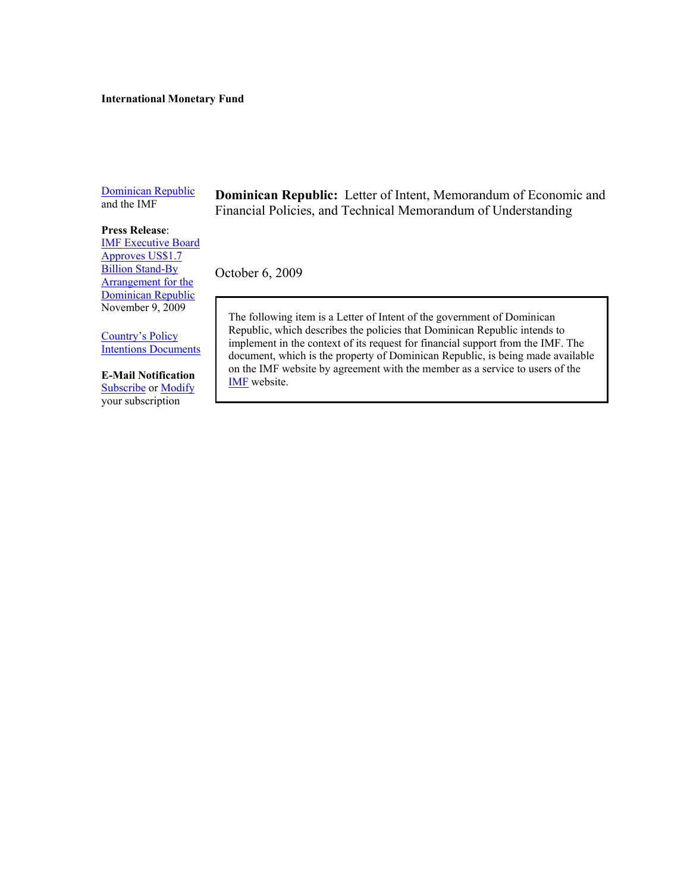**International Monetary Fund**

Dominican Republic and the IMF

**Press Release**: IMF Executive Board Approves US$1.7 Billion Stand-By Arrangement for the Dominican Republic November 9, 2009

Country's Policy Intentions Documents

**E-Mail Notification** Subscribe or Modify your subscription

# **Dominican Republic:** Letter of Intent, Memorandum of Economic and Financial Policies, and Technical Memorandum of Understanding

October 6, 2009

The following item is a Letter of Intent of the government of Dominican Republic, which describes the policies that Dominican Republic intends to implement in the context of its request for financial support from the IMF. The document, which is the property of Dominican Republic, is being made available on the IMF website by agreement with the member as a service to users of the IMF website.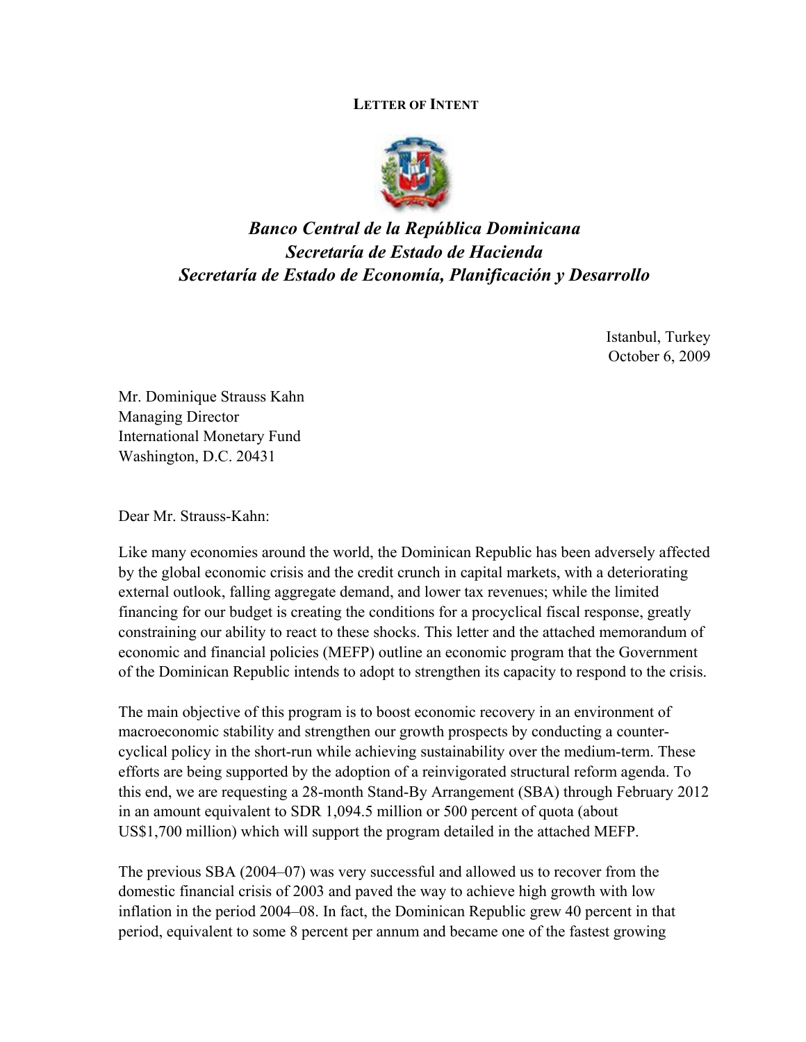**LETTER OF INTENT**

***Banco Central de la República Dominicana***
***Secretaría de Estado de Hacienda***
***Secretaría de Estado de Economía, Planificación y Desarrollo***

Istanbul, Turkey
October 6, 2009

Mr. Dominique Strauss Kahn
Managing Director
International Monetary Fund
Washington, D.C. 20431

Dear Mr. Strauss-Kahn:

Like many economies around the world, the Dominican Republic has been adversely affected by the global economic crisis and the credit crunch in capital markets, with a deteriorating external outlook, falling aggregate demand, and lower tax revenues; while the limited financing for our budget is creating the conditions for a procyclical fiscal response, greatly constraining our ability to react to these shocks. This letter and the attached memorandum of economic and financial policies (MEFP) outline an economic program that the Government of the Dominican Republic intends to adopt to strengthen its capacity to respond to the crisis.

The main objective of this program is to boost economic recovery in an environment of macroeconomic stability and strengthen our growth prospects by conducting a counter-cyclical policy in the short-run while achieving sustainability over the medium-term. These efforts are being supported by the adoption of a reinvigorated structural reform agenda. To this end, we are requesting a 28-month Stand-By Arrangement (SBA) through February 2012 in an amount equivalent to SDR 1,094.5 million or 500 percent of quota (about US$1,700 million) which will support the program detailed in the attached MEFP.

The previous SBA (2004–07) was very successful and allowed us to recover from the domestic financial crisis of 2003 and paved the way to achieve high growth with low inflation in the period 2004–08. In fact, the Dominican Republic grew 40 percent in that period, equivalent to some 8 percent per annum and became one of the fastest growing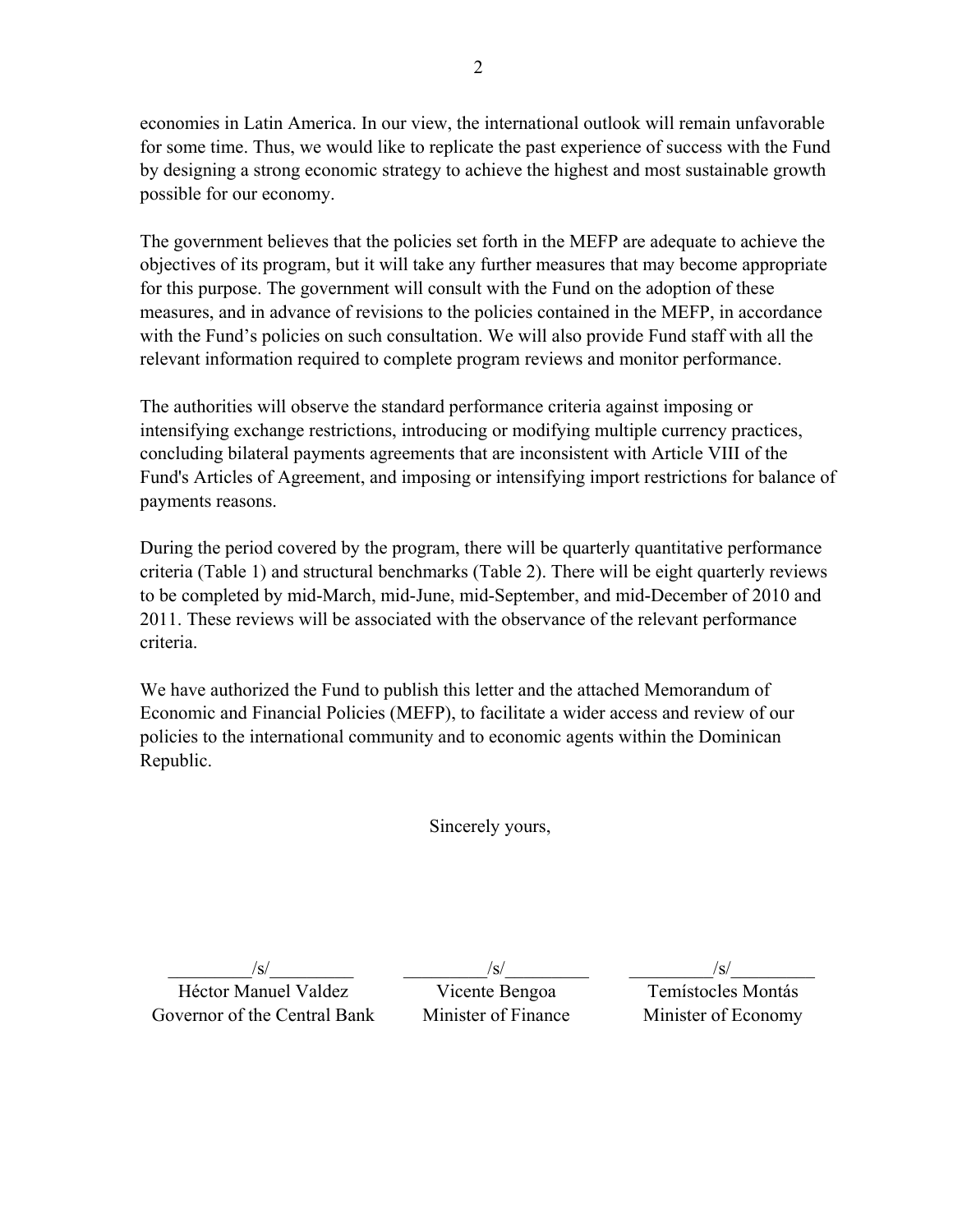economies in Latin America. In our view, the international outlook will remain unfavorable for some time. Thus, we would like to replicate the past experience of success with the Fund by designing a strong economic strategy to achieve the highest and most sustainable growth possible for our economy.

The government believes that the policies set forth in the MEFP are adequate to achieve the objectives of its program, but it will take any further measures that may become appropriate for this purpose. The government will consult with the Fund on the adoption of these measures, and in advance of revisions to the policies contained in the MEFP, in accordance with the Fund's policies on such consultation. We will also provide Fund staff with all the relevant information required to complete program reviews and monitor performance.

The authorities will observe the standard performance criteria against imposing or intensifying exchange restrictions, introducing or modifying multiple currency practices, concluding bilateral payments agreements that are inconsistent with Article VIII of the Fund's Articles of Agreement, and imposing or intensifying import restrictions for balance of payments reasons.

During the period covered by the program, there will be quarterly quantitative performance criteria (Table 1) and structural benchmarks (Table 2). There will be eight quarterly reviews to be completed by mid-March, mid-June, mid-September, and mid-December of 2010 and 2011. These reviews will be associated with the observance of the relevant performance criteria.

We have authorized the Fund to publish this letter and the attached Memorandum of Economic and Financial Policies (MEFP), to facilitate a wider access and review of our policies to the international community and to economic agents within the Dominican Republic.

Sincerely yours,

| /s/ | /s/ | /s/ |
|---|---|---|
| Héctor Manuel Valdez<br>Governor of the Central Bank | Vicente Bengoa<br>Minister of Finance | Temístocles Montás<br>Minister of Economy |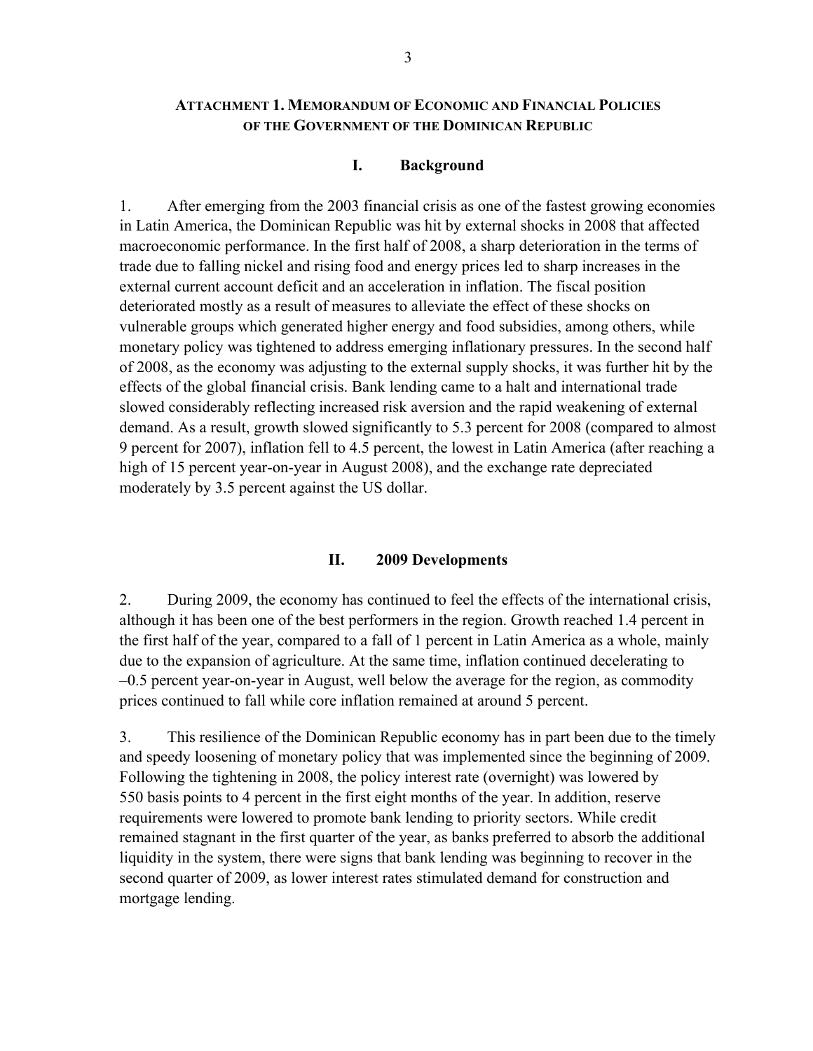## ATTACHMENT 1. MEMORANDUM OF ECONOMIC AND FINANCIAL POLICIES OF THE GOVERNMENT OF THE DOMINICAN REPUBLIC

### I. Background

1. After emerging from the 2003 financial crisis as one of the fastest growing economies in Latin America, the Dominican Republic was hit by external shocks in 2008 that affected macroeconomic performance. In the first half of 2008, a sharp deterioration in the terms of trade due to falling nickel and rising food and energy prices led to sharp increases in the external current account deficit and an acceleration in inflation. The fiscal position deteriorated mostly as a result of measures to alleviate the effect of these shocks on vulnerable groups which generated higher energy and food subsidies, among others, while monetary policy was tightened to address emerging inflationary pressures. In the second half of 2008, as the economy was adjusting to the external supply shocks, it was further hit by the effects of the global financial crisis. Bank lending came to a halt and international trade slowed considerably reflecting increased risk aversion and the rapid weakening of external demand. As a result, growth slowed significantly to 5.3 percent for 2008 (compared to almost 9 percent for 2007), inflation fell to 4.5 percent, the lowest in Latin America (after reaching a high of 15 percent year-on-year in August 2008), and the exchange rate depreciated moderately by 3.5 percent against the US dollar.

### II. 2009 Developments

2. During 2009, the economy has continued to feel the effects of the international crisis, although it has been one of the best performers in the region. Growth reached 1.4 percent in the first half of the year, compared to a fall of 1 percent in Latin America as a whole, mainly due to the expansion of agriculture. At the same time, inflation continued decelerating to –0.5 percent year-on-year in August, well below the average for the region, as commodity prices continued to fall while core inflation remained at around 5 percent.

3. This resilience of the Dominican Republic economy has in part been due to the timely and speedy loosening of monetary policy that was implemented since the beginning of 2009. Following the tightening in 2008, the policy interest rate (overnight) was lowered by 550 basis points to 4 percent in the first eight months of the year. In addition, reserve requirements were lowered to promote bank lending to priority sectors. While credit remained stagnant in the first quarter of the year, as banks preferred to absorb the additional liquidity in the system, there were signs that bank lending was beginning to recover in the second quarter of 2009, as lower interest rates stimulated demand for construction and mortgage lending.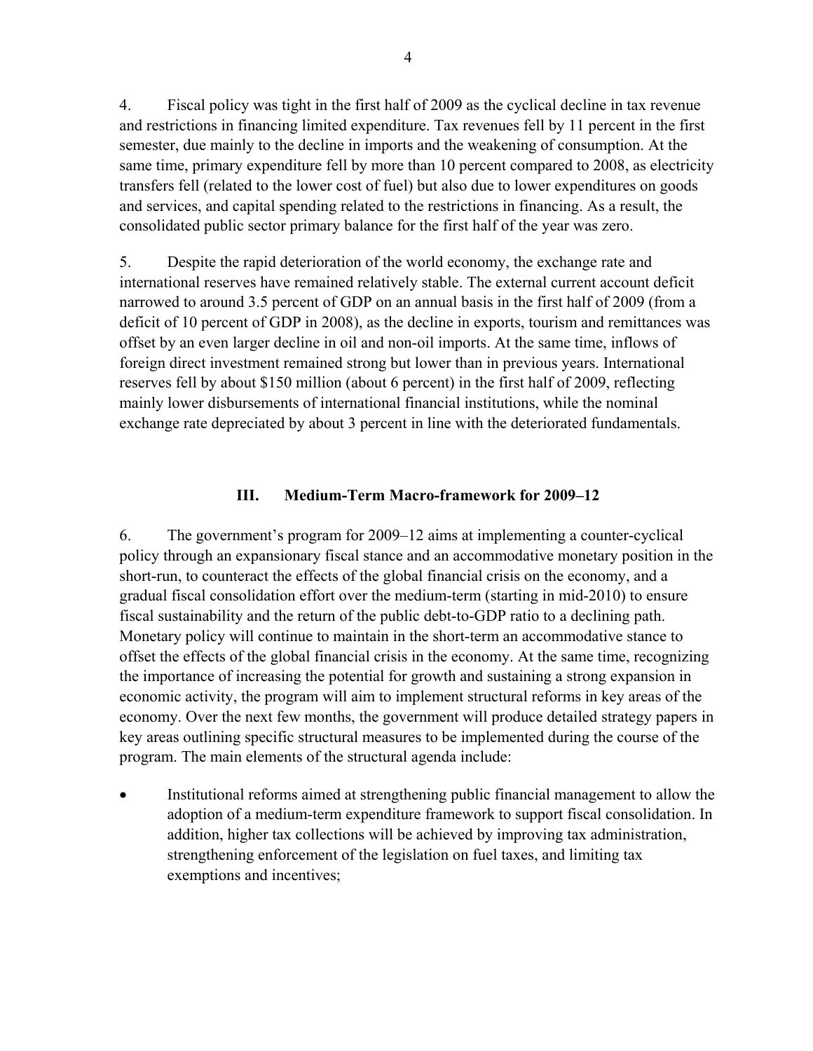4. Fiscal policy was tight in the first half of 2009 as the cyclical decline in tax revenue and restrictions in financing limited expenditure. Tax revenues fell by 11 percent in the first semester, due mainly to the decline in imports and the weakening of consumption. At the same time, primary expenditure fell by more than 10 percent compared to 2008, as electricity transfers fell (related to the lower cost of fuel) but also due to lower expenditures on goods and services, and capital spending related to the restrictions in financing. As a result, the consolidated public sector primary balance for the first half of the year was zero.

5. Despite the rapid deterioration of the world economy, the exchange rate and international reserves have remained relatively stable. The external current account deficit narrowed to around 3.5 percent of GDP on an annual basis in the first half of 2009 (from a deficit of 10 percent of GDP in 2008), as the decline in exports, tourism and remittances was offset by an even larger decline in oil and non-oil imports. At the same time, inflows of foreign direct investment remained strong but lower than in previous years. International reserves fell by about $150 million (about 6 percent) in the first half of 2009, reflecting mainly lower disbursements of international financial institutions, while the nominal exchange rate depreciated by about 3 percent in line with the deteriorated fundamentals.

## III. Medium-Term Macro-framework for 2009–12

6. The government's program for 2009–12 aims at implementing a counter-cyclical policy through an expansionary fiscal stance and an accommodative monetary position in the short-run, to counteract the effects of the global financial crisis on the economy, and a gradual fiscal consolidation effort over the medium-term (starting in mid-2010) to ensure fiscal sustainability and the return of the public debt-to-GDP ratio to a declining path. Monetary policy will continue to maintain in the short-term an accommodative stance to offset the effects of the global financial crisis in the economy. At the same time, recognizing the importance of increasing the potential for growth and sustaining a strong expansion in economic activity, the program will aim to implement structural reforms in key areas of the economy. Over the next few months, the government will produce detailed strategy papers in key areas outlining specific structural measures to be implemented during the course of the program. The main elements of the structural agenda include:

- Institutional reforms aimed at strengthening public financial management to allow the adoption of a medium-term expenditure framework to support fiscal consolidation. In addition, higher tax collections will be achieved by improving tax administration, strengthening enforcement of the legislation on fuel taxes, and limiting tax exemptions and incentives;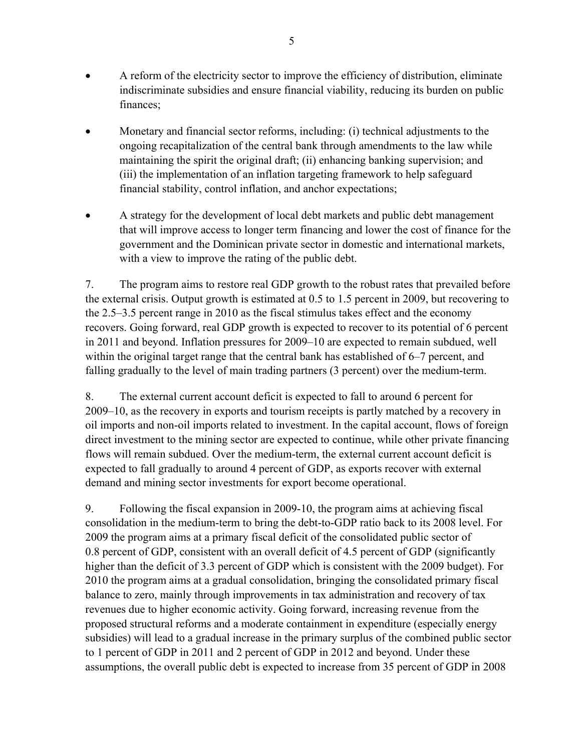- A reform of the electricity sector to improve the efficiency of distribution, eliminate indiscriminate subsidies and ensure financial viability, reducing its burden on public finances;

- Monetary and financial sector reforms, including: (i) technical adjustments to the ongoing recapitalization of the central bank through amendments to the law while maintaining the spirit the original draft; (ii) enhancing banking supervision; and (iii) the implementation of an inflation targeting framework to help safeguard financial stability, control inflation, and anchor expectations;

- A strategy for the development of local debt markets and public debt management that will improve access to longer term financing and lower the cost of finance for the government and the Dominican private sector in domestic and international markets, with a view to improve the rating of the public debt.

7. The program aims to restore real GDP growth to the robust rates that prevailed before the external crisis. Output growth is estimated at 0.5 to 1.5 percent in 2009, but recovering to the 2.5–3.5 percent range in 2010 as the fiscal stimulus takes effect and the economy recovers. Going forward, real GDP growth is expected to recover to its potential of 6 percent in 2011 and beyond. Inflation pressures for 2009–10 are expected to remain subdued, well within the original target range that the central bank has established of 6–7 percent, and falling gradually to the level of main trading partners (3 percent) over the medium-term.

8. The external current account deficit is expected to fall to around 6 percent for 2009–10, as the recovery in exports and tourism receipts is partly matched by a recovery in oil imports and non-oil imports related to investment. In the capital account, flows of foreign direct investment to the mining sector are expected to continue, while other private financing flows will remain subdued. Over the medium-term, the external current account deficit is expected to fall gradually to around 4 percent of GDP, as exports recover with external demand and mining sector investments for export become operational.

9. Following the fiscal expansion in 2009-10, the program aims at achieving fiscal consolidation in the medium-term to bring the debt-to-GDP ratio back to its 2008 level. For 2009 the program aims at a primary fiscal deficit of the consolidated public sector of 0.8 percent of GDP, consistent with an overall deficit of 4.5 percent of GDP (significantly higher than the deficit of 3.3 percent of GDP which is consistent with the 2009 budget). For 2010 the program aims at a gradual consolidation, bringing the consolidated primary fiscal balance to zero, mainly through improvements in tax administration and recovery of tax revenues due to higher economic activity. Going forward, increasing revenue from the proposed structural reforms and a moderate containment in expenditure (especially energy subsidies) will lead to a gradual increase in the primary surplus of the combined public sector to 1 percent of GDP in 2011 and 2 percent of GDP in 2012 and beyond. Under these assumptions, the overall public debt is expected to increase from 35 percent of GDP in 2008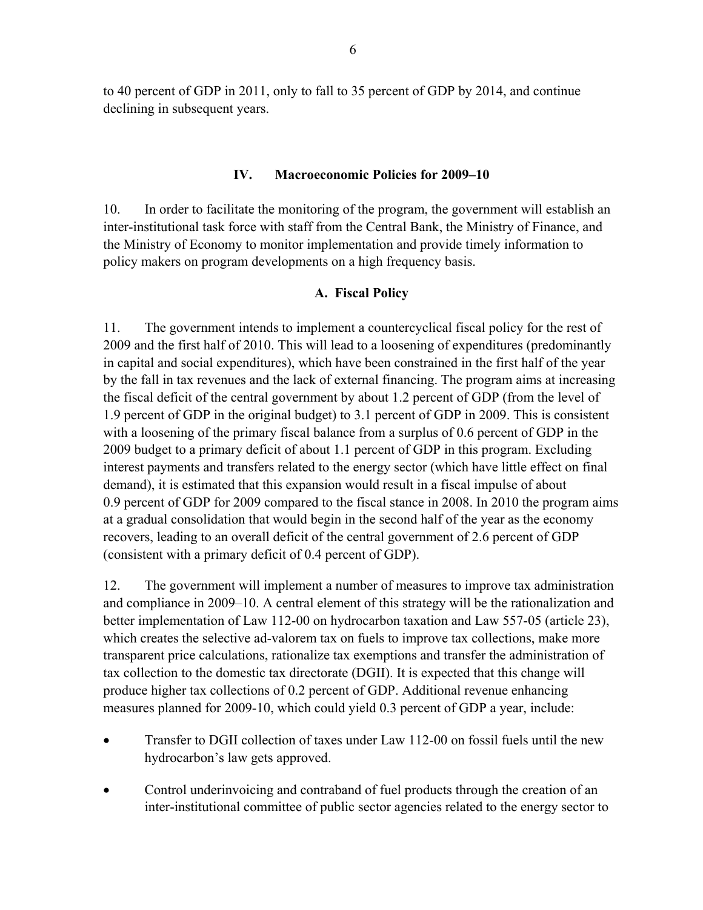to 40 percent of GDP in 2011, only to fall to 35 percent of GDP by 2014, and continue declining in subsequent years.

## IV. Macroeconomic Policies for 2009–10

10. In order to facilitate the monitoring of the program, the government will establish an inter-institutional task force with staff from the Central Bank, the Ministry of Finance, and the Ministry of Economy to monitor implementation and provide timely information to policy makers on program developments on a high frequency basis.

### A. Fiscal Policy

11. The government intends to implement a countercyclical fiscal policy for the rest of 2009 and the first half of 2010. This will lead to a loosening of expenditures (predominantly in capital and social expenditures), which have been constrained in the first half of the year by the fall in tax revenues and the lack of external financing. The program aims at increasing the fiscal deficit of the central government by about 1.2 percent of GDP (from the level of 1.9 percent of GDP in the original budget) to 3.1 percent of GDP in 2009. This is consistent with a loosening of the primary fiscal balance from a surplus of 0.6 percent of GDP in the 2009 budget to a primary deficit of about 1.1 percent of GDP in this program. Excluding interest payments and transfers related to the energy sector (which have little effect on final demand), it is estimated that this expansion would result in a fiscal impulse of about 0.9 percent of GDP for 2009 compared to the fiscal stance in 2008. In 2010 the program aims at a gradual consolidation that would begin in the second half of the year as the economy recovers, leading to an overall deficit of the central government of 2.6 percent of GDP (consistent with a primary deficit of 0.4 percent of GDP).

12. The government will implement a number of measures to improve tax administration and compliance in 2009–10. A central element of this strategy will be the rationalization and better implementation of Law 112-00 on hydrocarbon taxation and Law 557-05 (article 23), which creates the selective ad-valorem tax on fuels to improve tax collections, make more transparent price calculations, rationalize tax exemptions and transfer the administration of tax collection to the domestic tax directorate (DGII). It is expected that this change will produce higher tax collections of 0.2 percent of GDP. Additional revenue enhancing measures planned for 2009-10, which could yield 0.3 percent of GDP a year, include:

- Transfer to DGII collection of taxes under Law 112-00 on fossil fuels until the new hydrocarbon's law gets approved.
- Control underinvoicing and contraband of fuel products through the creation of an inter-institutional committee of public sector agencies related to the energy sector to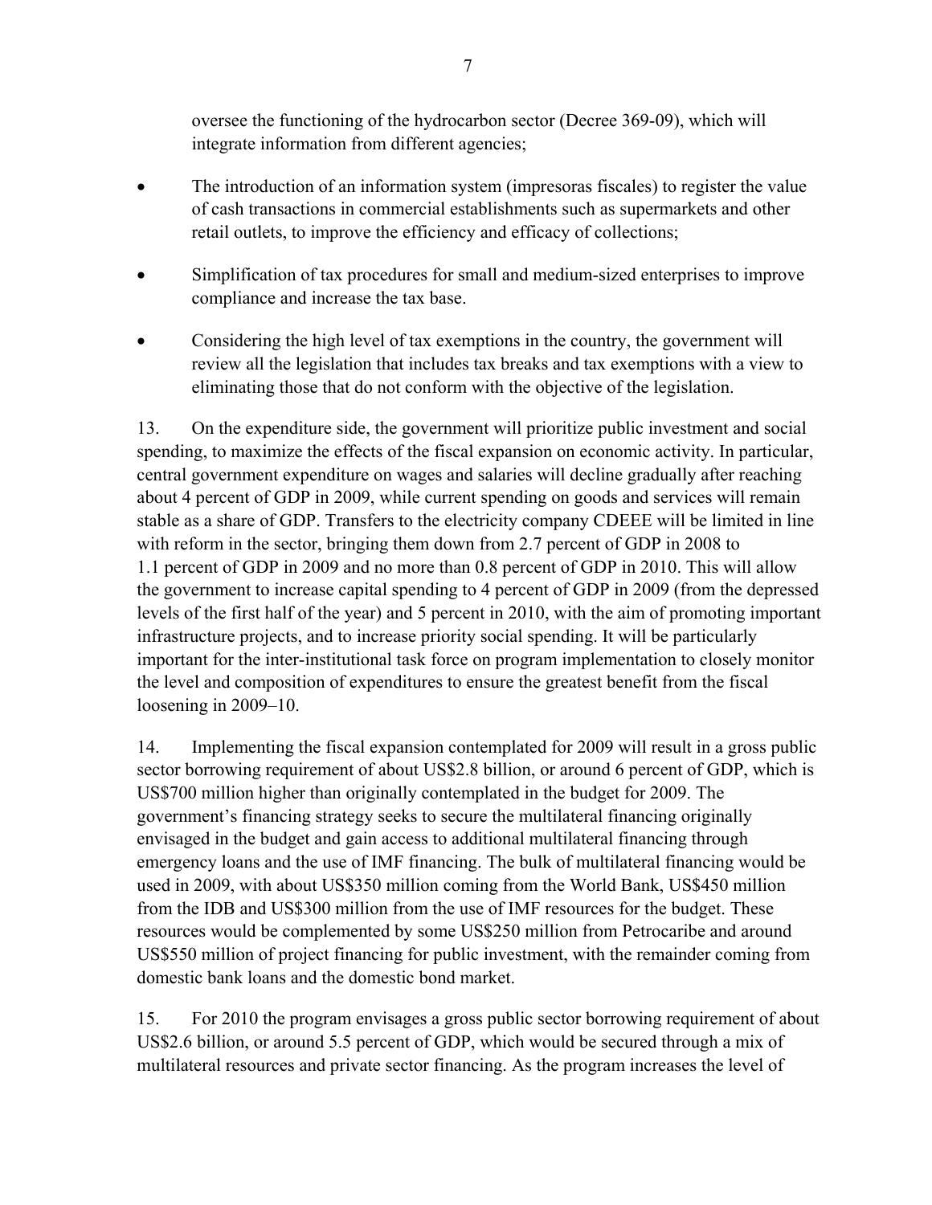oversee the functioning of the hydrocarbon sector (Decree 369-09), which will integrate information from different agencies;

- The introduction of an information system (impresoras fiscales) to register the value of cash transactions in commercial establishments such as supermarkets and other retail outlets, to improve the efficiency and efficacy of collections;

- Simplification of tax procedures for small and medium-sized enterprises to improve compliance and increase the tax base.

- Considering the high level of tax exemptions in the country, the government will review all the legislation that includes tax breaks and tax exemptions with a view to eliminating those that do not conform with the objective of the legislation.

13. On the expenditure side, the government will prioritize public investment and social spending, to maximize the effects of the fiscal expansion on economic activity. In particular, central government expenditure on wages and salaries will decline gradually after reaching about 4 percent of GDP in 2009, while current spending on goods and services will remain stable as a share of GDP. Transfers to the electricity company CDEEE will be limited in line with reform in the sector, bringing them down from 2.7 percent of GDP in 2008 to 1.1 percent of GDP in 2009 and no more than 0.8 percent of GDP in 2010. This will allow the government to increase capital spending to 4 percent of GDP in 2009 (from the depressed levels of the first half of the year) and 5 percent in 2010, with the aim of promoting important infrastructure projects, and to increase priority social spending. It will be particularly important for the inter-institutional task force on program implementation to closely monitor the level and composition of expenditures to ensure the greatest benefit from the fiscal loosening in 2009–10.

14. Implementing the fiscal expansion contemplated for 2009 will result in a gross public sector borrowing requirement of about US$2.8 billion, or around 6 percent of GDP, which is US$700 million higher than originally contemplated in the budget for 2009. The government's financing strategy seeks to secure the multilateral financing originally envisaged in the budget and gain access to additional multilateral financing through emergency loans and the use of IMF financing. The bulk of multilateral financing would be used in 2009, with about US$350 million coming from the World Bank, US$450 million from the IDB and US$300 million from the use of IMF resources for the budget. These resources would be complemented by some US$250 million from Petrocaribe and around US$550 million of project financing for public investment, with the remainder coming from domestic bank loans and the domestic bond market.

15. For 2010 the program envisages a gross public sector borrowing requirement of about US$2.6 billion, or around 5.5 percent of GDP, which would be secured through a mix of multilateral resources and private sector financing. As the program increases the level of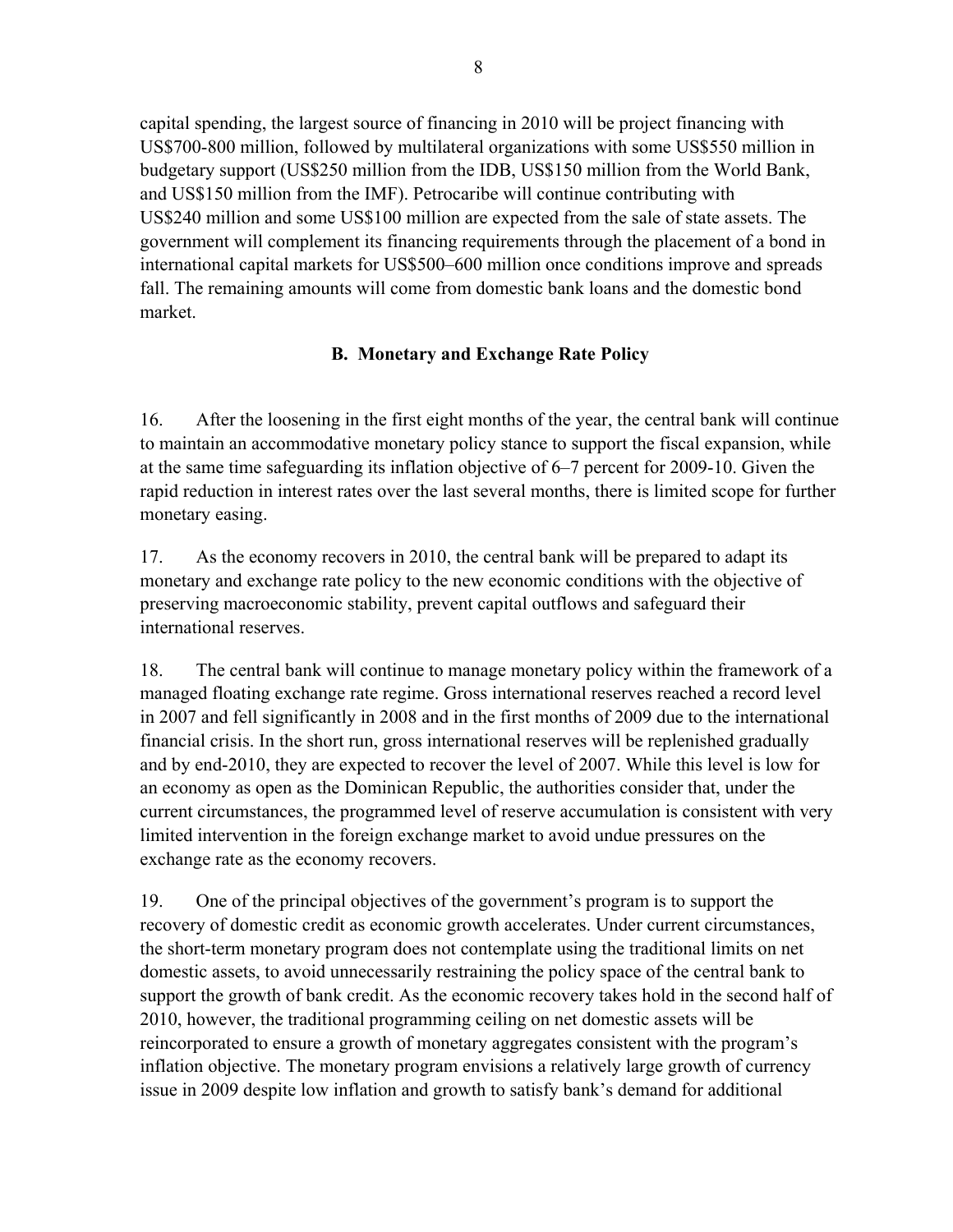capital spending, the largest source of financing in 2010 will be project financing with US$700-800 million, followed by multilateral organizations with some US$550 million in budgetary support (US$250 million from the IDB, US$150 million from the World Bank, and US$150 million from the IMF). Petrocaribe will continue contributing with US$240 million and some US$100 million are expected from the sale of state assets. The government will complement its financing requirements through the placement of a bond in international capital markets for US$500–600 million once conditions improve and spreads fall. The remaining amounts will come from domestic bank loans and the domestic bond market.

### B. Monetary and Exchange Rate Policy

16. After the loosening in the first eight months of the year, the central bank will continue to maintain an accommodative monetary policy stance to support the fiscal expansion, while at the same time safeguarding its inflation objective of 6–7 percent for 2009-10. Given the rapid reduction in interest rates over the last several months, there is limited scope for further monetary easing.

17. As the economy recovers in 2010, the central bank will be prepared to adapt its monetary and exchange rate policy to the new economic conditions with the objective of preserving macroeconomic stability, prevent capital outflows and safeguard their international reserves.

18. The central bank will continue to manage monetary policy within the framework of a managed floating exchange rate regime. Gross international reserves reached a record level in 2007 and fell significantly in 2008 and in the first months of 2009 due to the international financial crisis. In the short run, gross international reserves will be replenished gradually and by end-2010, they are expected to recover the level of 2007. While this level is low for an economy as open as the Dominican Republic, the authorities consider that, under the current circumstances, the programmed level of reserve accumulation is consistent with very limited intervention in the foreign exchange market to avoid undue pressures on the exchange rate as the economy recovers.

19. One of the principal objectives of the government's program is to support the recovery of domestic credit as economic growth accelerates. Under current circumstances, the short-term monetary program does not contemplate using the traditional limits on net domestic assets, to avoid unnecessarily restraining the policy space of the central bank to support the growth of bank credit. As the economic recovery takes hold in the second half of 2010, however, the traditional programming ceiling on net domestic assets will be reincorporated to ensure a growth of monetary aggregates consistent with the program's inflation objective. The monetary program envisions a relatively large growth of currency issue in 2009 despite low inflation and growth to satisfy bank's demand for additional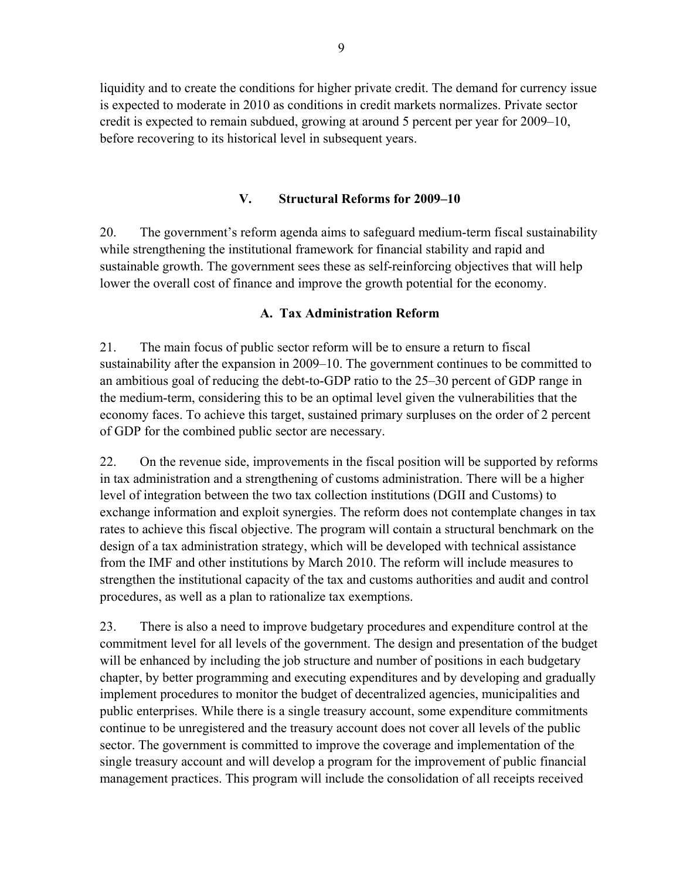liquidity and to create the conditions for higher private credit. The demand for currency issue is expected to moderate in 2010 as conditions in credit markets normalizes. Private sector credit is expected to remain subdued, growing at around 5 percent per year for 2009–10, before recovering to its historical level in subsequent years.

## V. Structural Reforms for 2009–10

20. The government's reform agenda aims to safeguard medium-term fiscal sustainability while strengthening the institutional framework for financial stability and rapid and sustainable growth. The government sees these as self-reinforcing objectives that will help lower the overall cost of finance and improve the growth potential for the economy.

### A. Tax Administration Reform

21. The main focus of public sector reform will be to ensure a return to fiscal sustainability after the expansion in 2009–10. The government continues to be committed to an ambitious goal of reducing the debt-to-GDP ratio to the 25–30 percent of GDP range in the medium-term, considering this to be an optimal level given the vulnerabilities that the economy faces. To achieve this target, sustained primary surpluses on the order of 2 percent of GDP for the combined public sector are necessary.

22. On the revenue side, improvements in the fiscal position will be supported by reforms in tax administration and a strengthening of customs administration. There will be a higher level of integration between the two tax collection institutions (DGII and Customs) to exchange information and exploit synergies. The reform does not contemplate changes in tax rates to achieve this fiscal objective. The program will contain a structural benchmark on the design of a tax administration strategy, which will be developed with technical assistance from the IMF and other institutions by March 2010. The reform will include measures to strengthen the institutional capacity of the tax and customs authorities and audit and control procedures, as well as a plan to rationalize tax exemptions.

23. There is also a need to improve budgetary procedures and expenditure control at the commitment level for all levels of the government. The design and presentation of the budget will be enhanced by including the job structure and number of positions in each budgetary chapter, by better programming and executing expenditures and by developing and gradually implement procedures to monitor the budget of decentralized agencies, municipalities and public enterprises. While there is a single treasury account, some expenditure commitments continue to be unregistered and the treasury account does not cover all levels of the public sector. The government is committed to improve the coverage and implementation of the single treasury account and will develop a program for the improvement of public financial management practices. This program will include the consolidation of all receipts received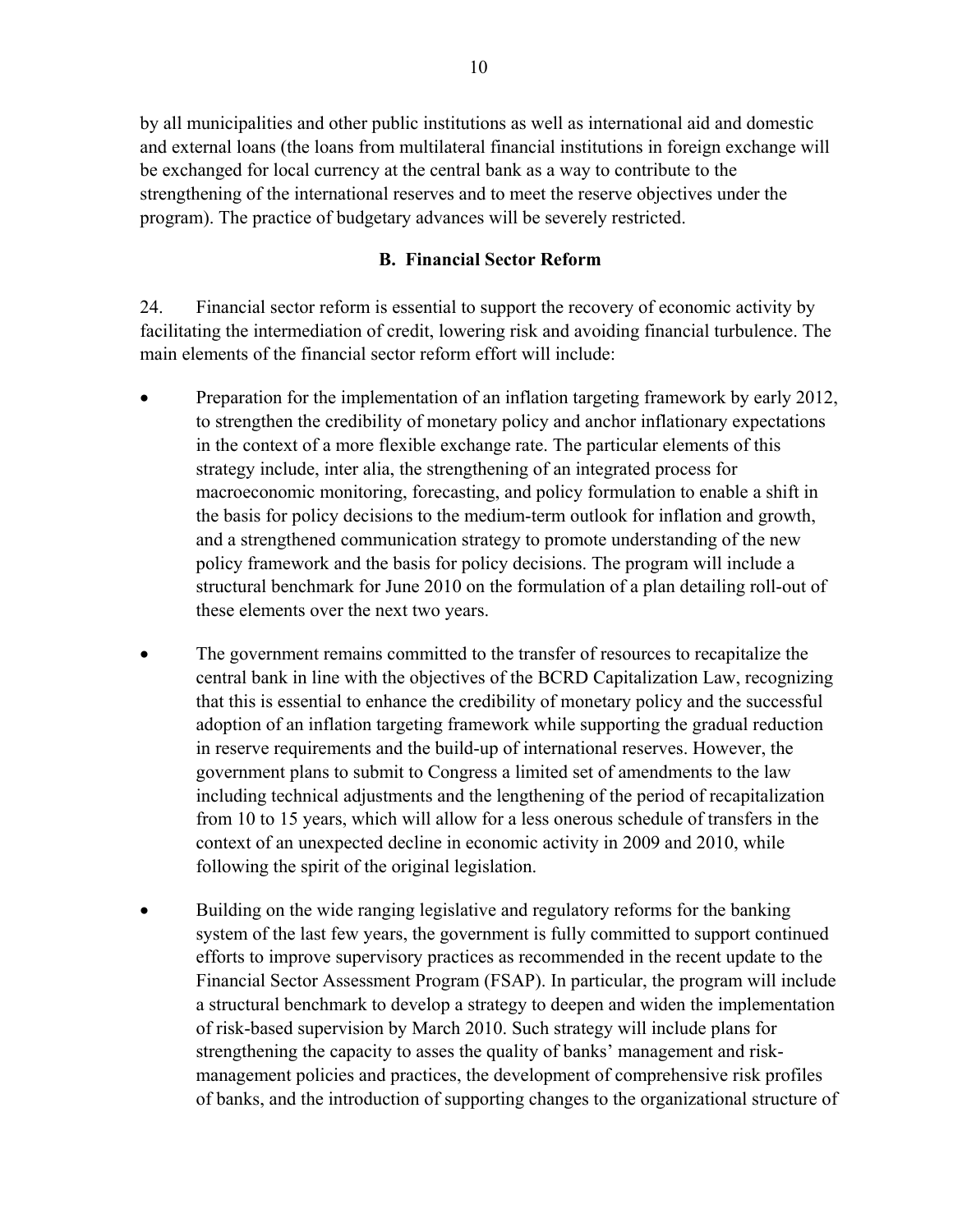by all municipalities and other public institutions as well as international aid and domestic and external loans (the loans from multilateral financial institutions in foreign exchange will be exchanged for local currency at the central bank as a way to contribute to the strengthening of the international reserves and to meet the reserve objectives under the program). The practice of budgetary advances will be severely restricted.

### B. Financial Sector Reform

24. Financial sector reform is essential to support the recovery of economic activity by facilitating the intermediation of credit, lowering risk and avoiding financial turbulence. The main elements of the financial sector reform effort will include:

- Preparation for the implementation of an inflation targeting framework by early 2012, to strengthen the credibility of monetary policy and anchor inflationary expectations in the context of a more flexible exchange rate. The particular elements of this strategy include, inter alia, the strengthening of an integrated process for macroeconomic monitoring, forecasting, and policy formulation to enable a shift in the basis for policy decisions to the medium-term outlook for inflation and growth, and a strengthened communication strategy to promote understanding of the new policy framework and the basis for policy decisions. The program will include a structural benchmark for June 2010 on the formulation of a plan detailing roll-out of these elements over the next two years.

- The government remains committed to the transfer of resources to recapitalize the central bank in line with the objectives of the BCRD Capitalization Law, recognizing that this is essential to enhance the credibility of monetary policy and the successful adoption of an inflation targeting framework while supporting the gradual reduction in reserve requirements and the build-up of international reserves. However, the government plans to submit to Congress a limited set of amendments to the law including technical adjustments and the lengthening of the period of recapitalization from 10 to 15 years, which will allow for a less onerous schedule of transfers in the context of an unexpected decline in economic activity in 2009 and 2010, while following the spirit of the original legislation.

- Building on the wide ranging legislative and regulatory reforms for the banking system of the last few years, the government is fully committed to support continued efforts to improve supervisory practices as recommended in the recent update to the Financial Sector Assessment Program (FSAP). In particular, the program will include a structural benchmark to develop a strategy to deepen and widen the implementation of risk-based supervision by March 2010. Such strategy will include plans for strengthening the capacity to asses the quality of banks' management and risk-management policies and practices, the development of comprehensive risk profiles of banks, and the introduction of supporting changes to the organizational structure of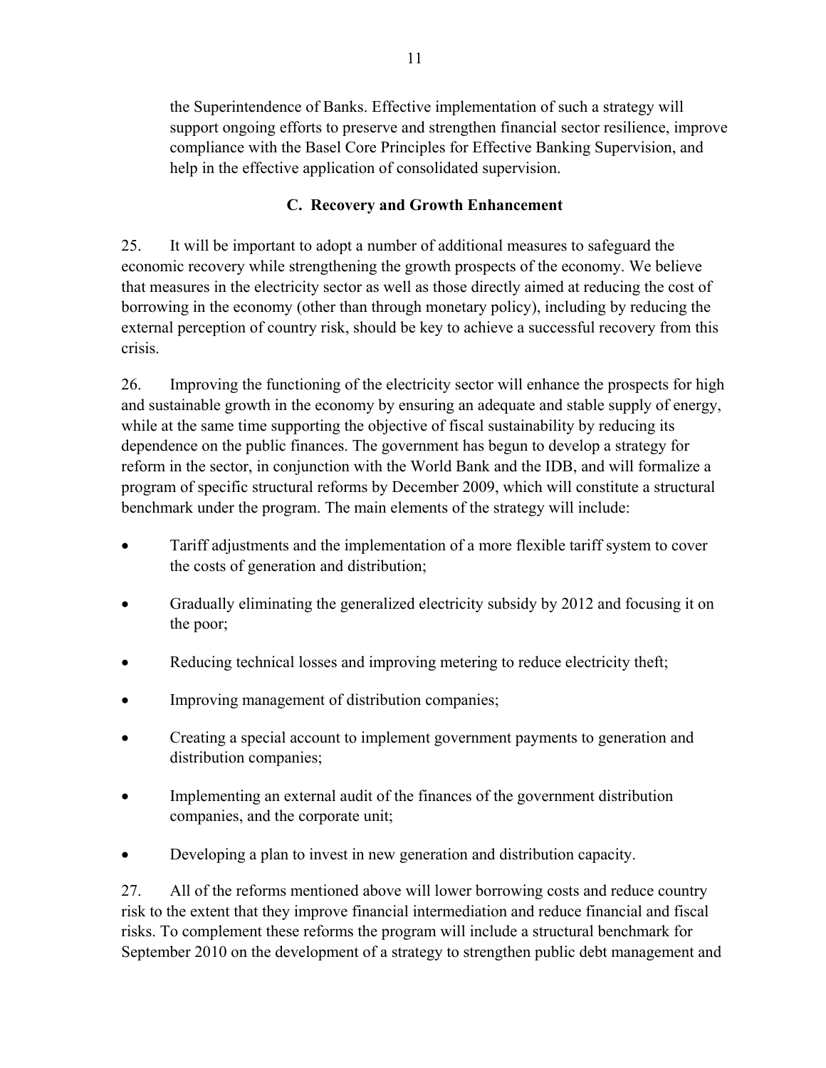the Superintendence of Banks. Effective implementation of such a strategy will support ongoing efforts to preserve and strengthen financial sector resilience, improve compliance with the Basel Core Principles for Effective Banking Supervision, and help in the effective application of consolidated supervision.

### C. Recovery and Growth Enhancement

25. It will be important to adopt a number of additional measures to safeguard the economic recovery while strengthening the growth prospects of the economy. We believe that measures in the electricity sector as well as those directly aimed at reducing the cost of borrowing in the economy (other than through monetary policy), including by reducing the external perception of country risk, should be key to achieve a successful recovery from this crisis.

26. Improving the functioning of the electricity sector will enhance the prospects for high and sustainable growth in the economy by ensuring an adequate and stable supply of energy, while at the same time supporting the objective of fiscal sustainability by reducing its dependence on the public finances. The government has begun to develop a strategy for reform in the sector, in conjunction with the World Bank and the IDB, and will formalize a program of specific structural reforms by December 2009, which will constitute a structural benchmark under the program. The main elements of the strategy will include:

- Tariff adjustments and the implementation of a more flexible tariff system to cover the costs of generation and distribution;
- Gradually eliminating the generalized electricity subsidy by 2012 and focusing it on the poor;
- Reducing technical losses and improving metering to reduce electricity theft;
- Improving management of distribution companies;
- Creating a special account to implement government payments to generation and distribution companies;
- Implementing an external audit of the finances of the government distribution companies, and the corporate unit;
- Developing a plan to invest in new generation and distribution capacity.

27. All of the reforms mentioned above will lower borrowing costs and reduce country risk to the extent that they improve financial intermediation and reduce financial and fiscal risks. To complement these reforms the program will include a structural benchmark for September 2010 on the development of a strategy to strengthen public debt management and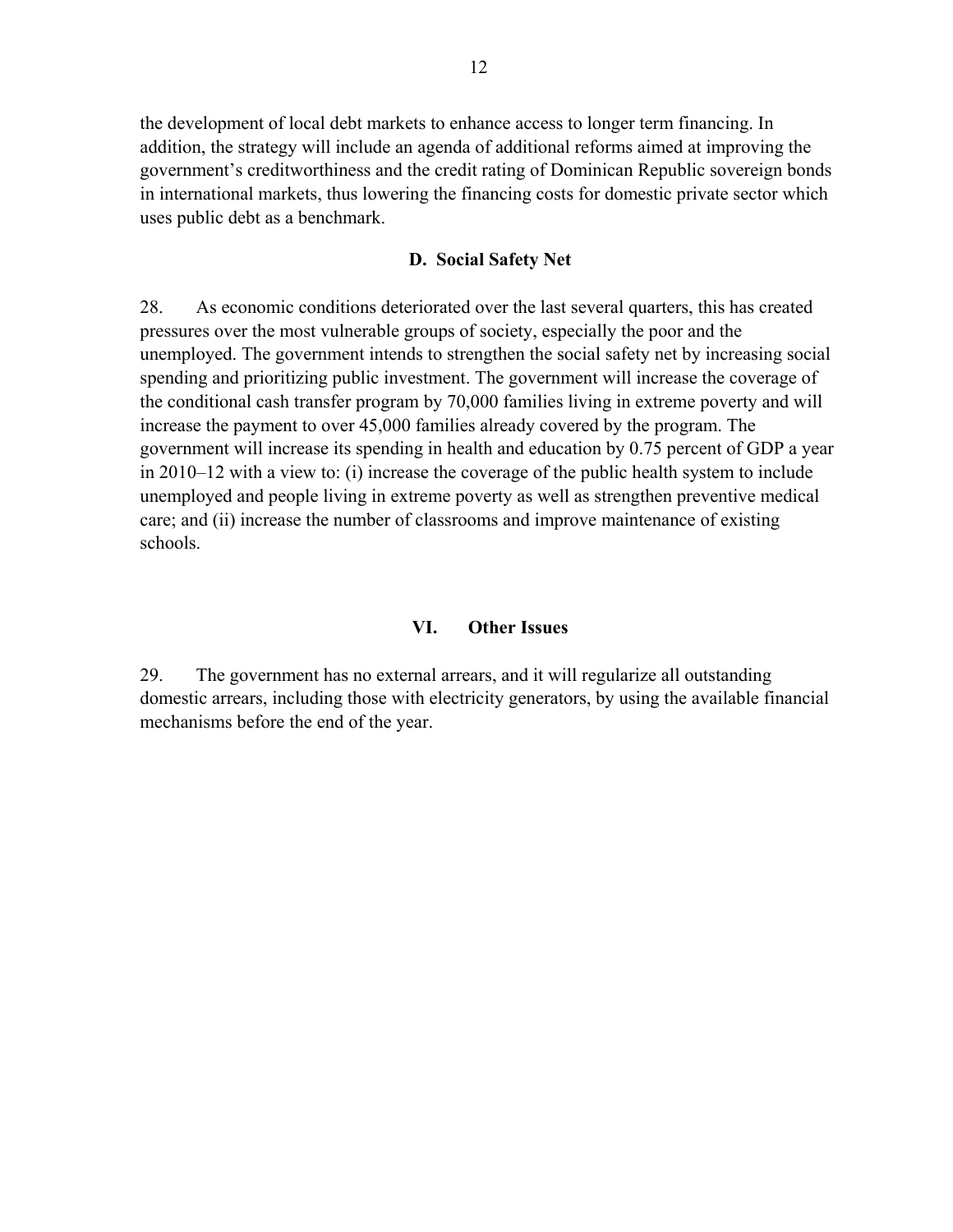the development of local debt markets to enhance access to longer term financing. In addition, the strategy will include an agenda of additional reforms aimed at improving the government's creditworthiness and the credit rating of Dominican Republic sovereign bonds in international markets, thus lowering the financing costs for domestic private sector which uses public debt as a benchmark.

### D. Social Safety Net

28. As economic conditions deteriorated over the last several quarters, this has created pressures over the most vulnerable groups of society, especially the poor and the unemployed. The government intends to strengthen the social safety net by increasing social spending and prioritizing public investment. The government will increase the coverage of the conditional cash transfer program by 70,000 families living in extreme poverty and will increase the payment to over 45,000 families already covered by the program. The government will increase its spending in health and education by 0.75 percent of GDP a year in 2010–12 with a view to: (i) increase the coverage of the public health system to include unemployed and people living in extreme poverty as well as strengthen preventive medical care; and (ii) increase the number of classrooms and improve maintenance of existing schools.

## VI. Other Issues

29. The government has no external arrears, and it will regularize all outstanding domestic arrears, including those with electricity generators, by using the available financial mechanisms before the end of the year.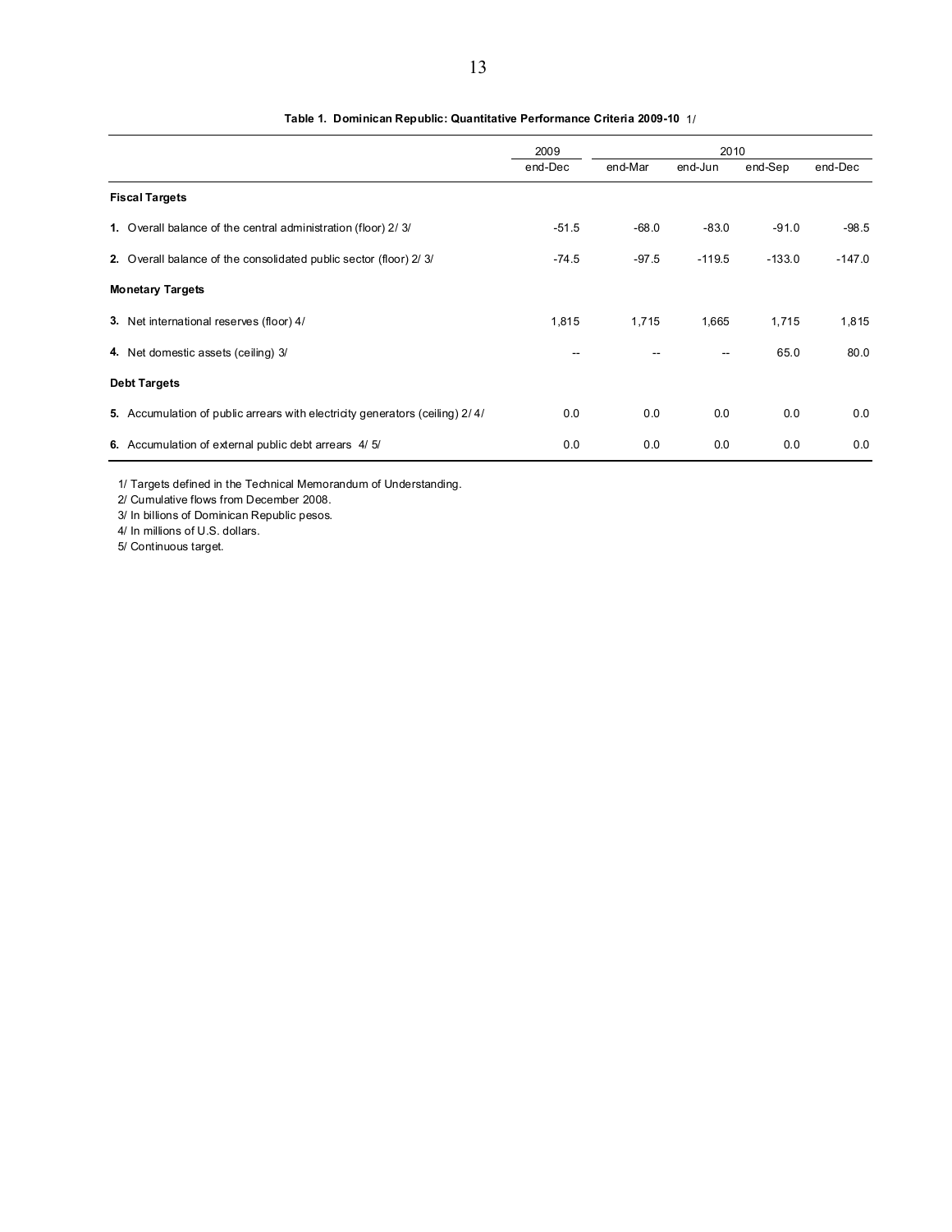**Table 1. Dominican Republic: Quantitative Performance Criteria 2009-10 1/**

| | 2009 | 2010 | | | |
|---|---|---|---|---|---|
| | end-Dec | end-Mar | end-Jun | end-Sep | end-Dec |
| **Fiscal Targets** | | | | | |
| **1.** Overall balance of the central administration (floor) 2/ 3/ | -51.5 | -68.0 | -83.0 | -91.0 | -98.5 |
| **2.** Overall balance of the consolidated public sector (floor) 2/ 3/ | -74.5 | -97.5 | -119.5 | -133.0 | -147.0 |
| **Monetary Targets** | | | | | |
| **3.** Net international reserves (floor) 4/ | 1,815 | 1,715 | 1,665 | 1,715 | 1,815 |
| **4.** Net domestic assets (ceiling) 3/ | -- | -- | -- | 65.0 | 80.0 |
| **Debt Targets** | | | | | |
| **5.** Accumulation of public arrears with electricity generators (ceiling) 2/ 4/ | 0.0 | 0.0 | 0.0 | 0.0 | 0.0 |
| **6.** Accumulation of external public debt arrears 4/ 5/ | 0.0 | 0.0 | 0.0 | 0.0 | 0.0 |

1/ Targets defined in the Technical Memorandum of Understanding.
2/ Cumulative flows from December 2008.
3/ In billions of Dominican Republic pesos.
4/ In millions of U.S. dollars.
5/ Continuous target.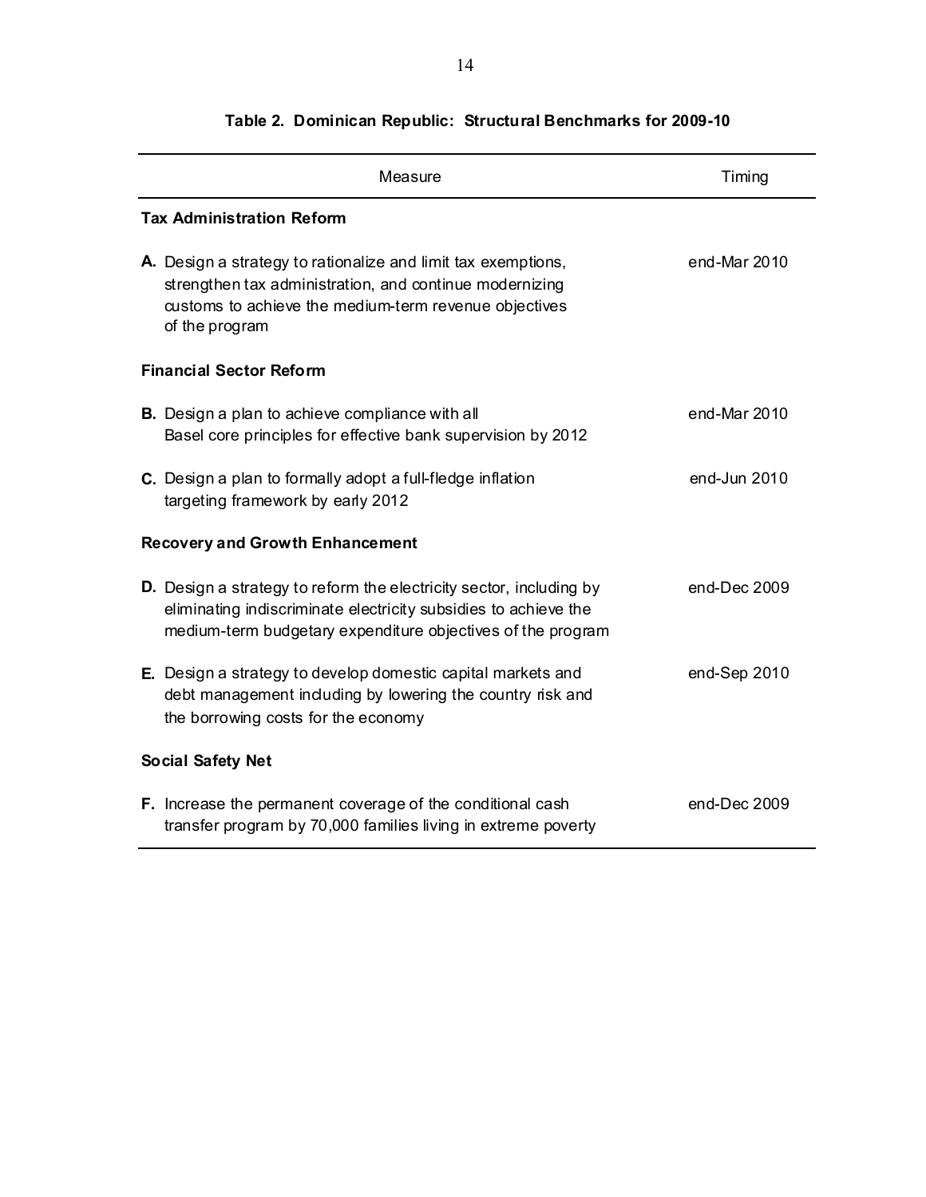**Table 2. Dominican Republic: Structural Benchmarks for 2009-10**

| Measure | Timing |
|---|---|
| **Tax Administration Reform** | |
| **A.** Design a strategy to rationalize and limit tax exemptions, strengthen tax administration, and continue modernizing customs to achieve the medium-term revenue objectives of the program | end-Mar 2010 |
| **Financial Sector Reform** | |
| **B.** Design a plan to achieve compliance with all Basel core principles for effective bank supervision by 2012 | end-Mar 2010 |
| **C.** Design a plan to formally adopt a full-fledge inflation targeting framework by early 2012 | end-Jun 2010 |
| **Recovery and Growth Enhancement** | |
| **D.** Design a strategy to reform the electricity sector, including by eliminating indiscriminate electricity subsidies to achieve the medium-term budgetary expenditure objectives of the program | end-Dec 2009 |
| **E.** Design a strategy to develop domestic capital markets and debt management including by lowering the country risk and the borrowing costs for the economy | end-Sep 2010 |
| **Social Safety Net** | |
| **F.** Increase the permanent coverage of the conditional cash transfer program by 70,000 families living in extreme poverty | end-Dec 2009 |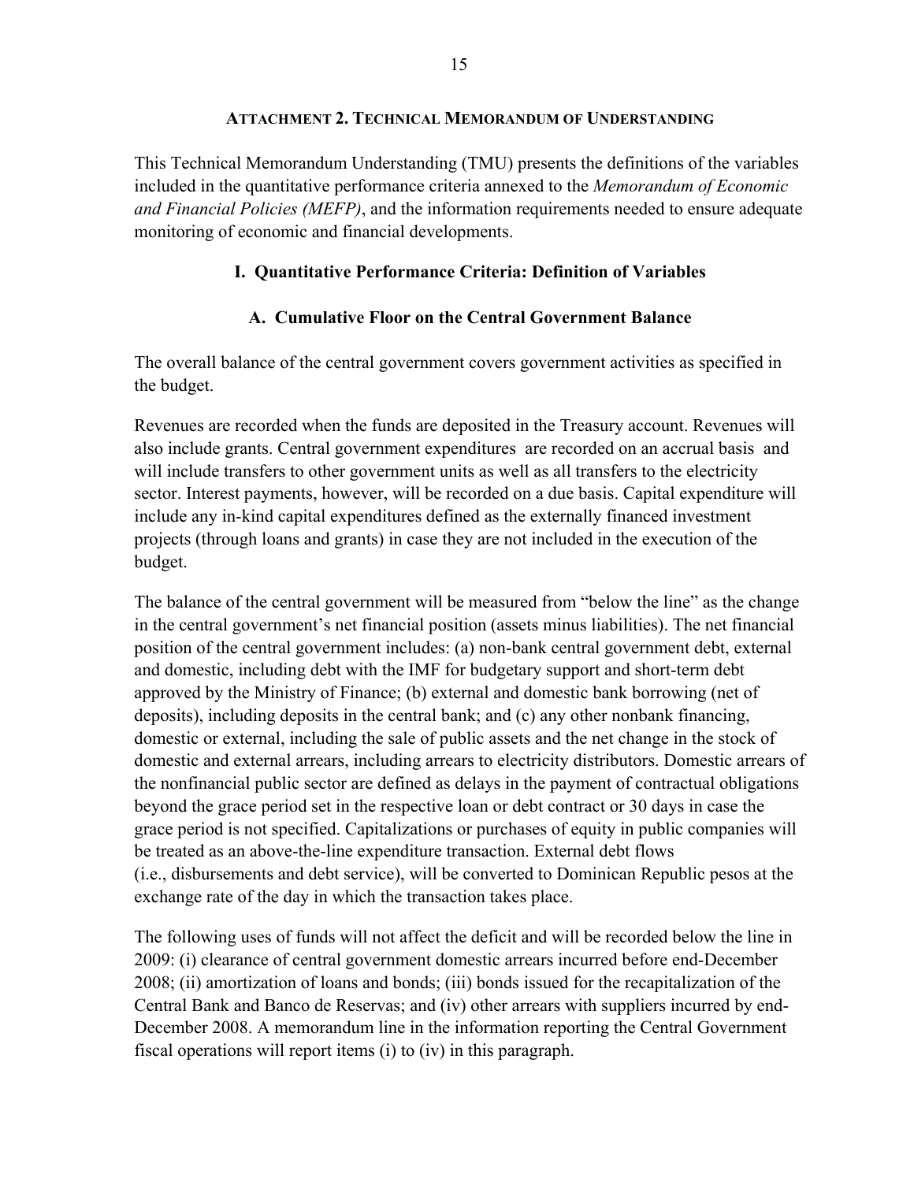## Attachment 2. Technical Memorandum of Understanding

This Technical Memorandum Understanding (TMU) presents the definitions of the variables included in the quantitative performance criteria annexed to the *Memorandum of Economic and Financial Policies (MEFP)*, and the information requirements needed to ensure adequate monitoring of economic and financial developments.

### I. Quantitative Performance Criteria: Definition of Variables

#### A. Cumulative Floor on the Central Government Balance

The overall balance of the central government covers government activities as specified in the budget.

Revenues are recorded when the funds are deposited in the Treasury account. Revenues will also include grants. Central government expenditures are recorded on an accrual basis and will include transfers to other government units as well as all transfers to the electricity sector. Interest payments, however, will be recorded on a due basis. Capital expenditure will include any in-kind capital expenditures defined as the externally financed investment projects (through loans and grants) in case they are not included in the execution of the budget.

The balance of the central government will be measured from "below the line" as the change in the central government's net financial position (assets minus liabilities). The net financial position of the central government includes: (a) non-bank central government debt, external and domestic, including debt with the IMF for budgetary support and short-term debt approved by the Ministry of Finance; (b) external and domestic bank borrowing (net of deposits), including deposits in the central bank; and (c) any other nonbank financing, domestic or external, including the sale of public assets and the net change in the stock of domestic and external arrears, including arrears to electricity distributors. Domestic arrears of the nonfinancial public sector are defined as delays in the payment of contractual obligations beyond the grace period set in the respective loan or debt contract or 30 days in case the grace period is not specified. Capitalizations or purchases of equity in public companies will be treated as an above-the-line expenditure transaction. External debt flows (i.e., disbursements and debt service), will be converted to Dominican Republic pesos at the exchange rate of the day in which the transaction takes place.

The following uses of funds will not affect the deficit and will be recorded below the line in 2009: (i) clearance of central government domestic arrears incurred before end-December 2008; (ii) amortization of loans and bonds; (iii) bonds issued for the recapitalization of the Central Bank and Banco de Reservas; and (iv) other arrears with suppliers incurred by end-December 2008. A memorandum line in the information reporting the Central Government fiscal operations will report items (i) to (iv) in this paragraph.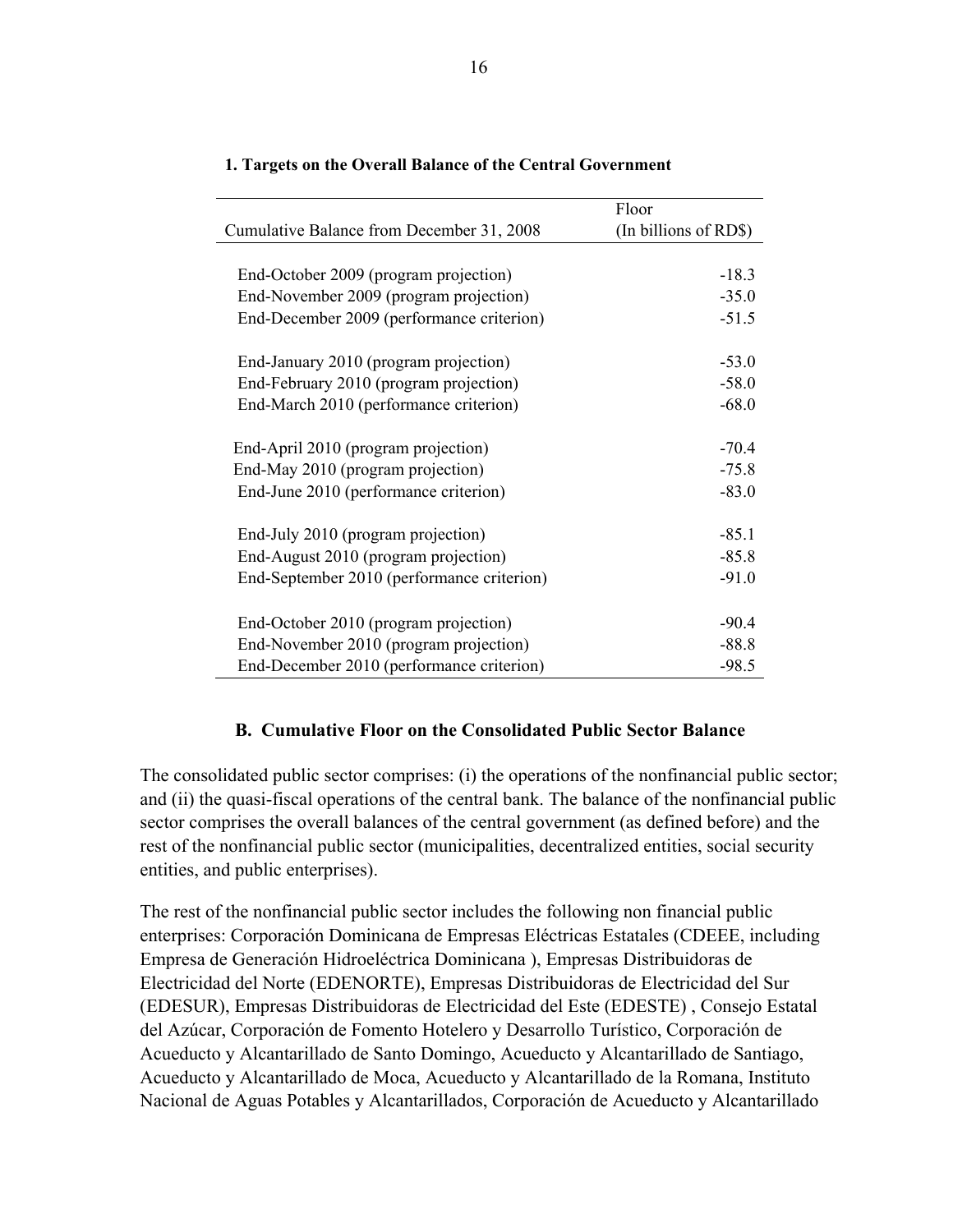### 1. Targets on the Overall Balance of the Central Government

| Cumulative Balance from December 31, 2008 | Floor (In billions of RD$) |
| --- | --- |
| End-October 2009 (program projection) | -18.3 |
| End-November 2009 (program projection) | -35.0 |
| End-December 2009 (performance criterion) | -51.5 |
| End-January 2010 (program projection) | -53.0 |
| End-February 2010 (program projection) | -58.0 |
| End-March 2010 (performance criterion) | -68.0 |
| End-April 2010 (program projection) | -70.4 |
| End-May 2010 (program projection) | -75.8 |
| End-June 2010 (performance criterion) | -83.0 |
| End-July 2010 (program projection) | -85.1 |
| End-August 2010 (program projection) | -85.8 |
| End-September 2010 (performance criterion) | -91.0 |
| End-October 2010 (program projection) | -90.4 |
| End-November 2010 (program projection) | -88.8 |
| End-December 2010 (performance criterion) | -98.5 |

## B. Cumulative Floor on the Consolidated Public Sector Balance

The consolidated public sector comprises: (i) the operations of the nonfinancial public sector; and (ii) the quasi-fiscal operations of the central bank. The balance of the nonfinancial public sector comprises the overall balances of the central government (as defined before) and the rest of the nonfinancial public sector (municipalities, decentralized entities, social security entities, and public enterprises).

The rest of the nonfinancial public sector includes the following non financial public enterprises: Corporación Dominicana de Empresas Eléctricas Estatales (CDEEE, including Empresa de Generación Hidroeléctrica Dominicana ), Empresas Distribuidoras de Electricidad del Norte (EDENORTE), Empresas Distribuidoras de Electricidad del Sur (EDESUR), Empresas Distribuidoras de Electricidad del Este (EDESTE) , Consejo Estatal del Azúcar, Corporación de Fomento Hotelero y Desarrollo Turístico, Corporación de Acueducto y Alcantarillado de Santo Domingo, Acueducto y Alcantarillado de Santiago, Acueducto y Alcantarillado de Moca, Acueducto y Alcantarillado de la Romana, Instituto Nacional de Aguas Potables y Alcantarillados, Corporación de Acueducto y Alcantarillado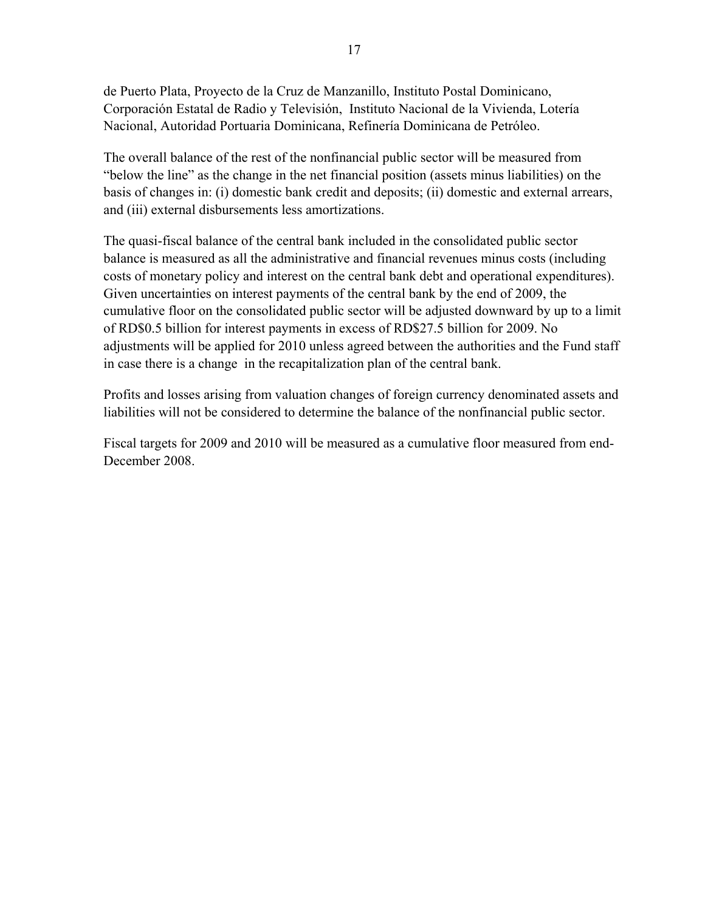de Puerto Plata, Proyecto de la Cruz de Manzanillo, Instituto Postal Dominicano, Corporación Estatal de Radio y Televisión, Instituto Nacional de la Vivienda, Lotería Nacional, Autoridad Portuaria Dominicana, Refinería Dominicana de Petróleo.

The overall balance of the rest of the nonfinancial public sector will be measured from "below the line" as the change in the net financial position (assets minus liabilities) on the basis of changes in: (i) domestic bank credit and deposits; (ii) domestic and external arrears, and (iii) external disbursements less amortizations.

The quasi-fiscal balance of the central bank included in the consolidated public sector balance is measured as all the administrative and financial revenues minus costs (including costs of monetary policy and interest on the central bank debt and operational expenditures). Given uncertainties on interest payments of the central bank by the end of 2009, the cumulative floor on the consolidated public sector will be adjusted downward by up to a limit of RD$0.5 billion for interest payments in excess of RD$27.5 billion for 2009. No adjustments will be applied for 2010 unless agreed between the authorities and the Fund staff in case there is a change in the recapitalization plan of the central bank.

Profits and losses arising from valuation changes of foreign currency denominated assets and liabilities will not be considered to determine the balance of the nonfinancial public sector.

Fiscal targets for 2009 and 2010 will be measured as a cumulative floor measured from end-December 2008.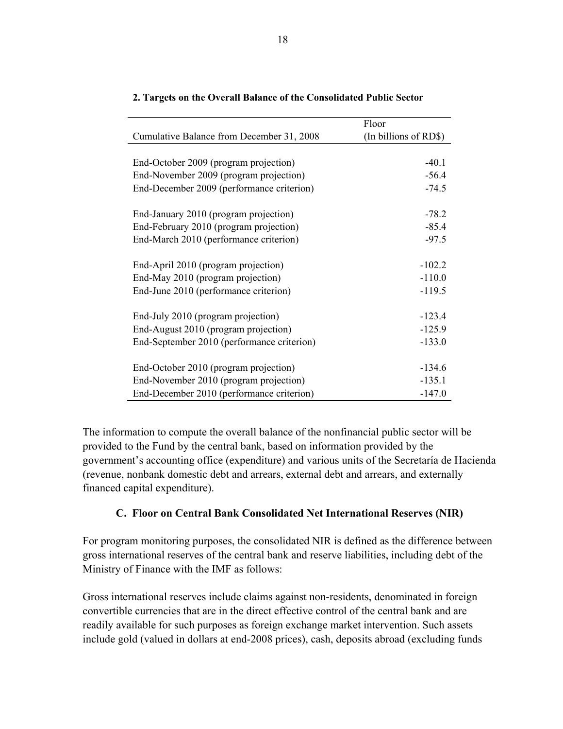**2. Targets on the Overall Balance of the Consolidated Public Sector**

| Cumulative Balance from December 31, 2008 | Floor (In billions of RD$) |
|---|---|
| End-October 2009 (program projection) | -40.1 |
| End-November 2009 (program projection) | -56.4 |
| End-December 2009 (performance criterion) | -74.5 |
| | |
| End-January 2010 (program projection) | -78.2 |
| End-February 2010 (program projection) | -85.4 |
| End-March 2010 (performance criterion) | -97.5 |
| | |
| End-April 2010 (program projection) | -102.2 |
| End-May 2010 (program projection) | -110.0 |
| End-June 2010 (performance criterion) | -119.5 |
| | |
| End-July 2010 (program projection) | -123.4 |
| End-August 2010 (program projection) | -125.9 |
| End-September 2010 (performance criterion) | -133.0 |
| | |
| End-October 2010 (program projection) | -134.6 |
| End-November 2010 (program projection) | -135.1 |
| End-December 2010 (performance criterion) | -147.0 |

The information to compute the overall balance of the nonfinancial public sector will be provided to the Fund by the central bank, based on information provided by the government's accounting office (expenditure) and various units of the Secretaría de Hacienda (revenue, nonbank domestic debt and arrears, external debt and arrears, and externally financed capital expenditure).

### C. Floor on Central Bank Consolidated Net International Reserves (NIR)

For program monitoring purposes, the consolidated NIR is defined as the difference between gross international reserves of the central bank and reserve liabilities, including debt of the Ministry of Finance with the IMF as follows:

Gross international reserves include claims against non-residents, denominated in foreign convertible currencies that are in the direct effective control of the central bank and are readily available for such purposes as foreign exchange market intervention. Such assets include gold (valued in dollars at end-2008 prices), cash, deposits abroad (excluding funds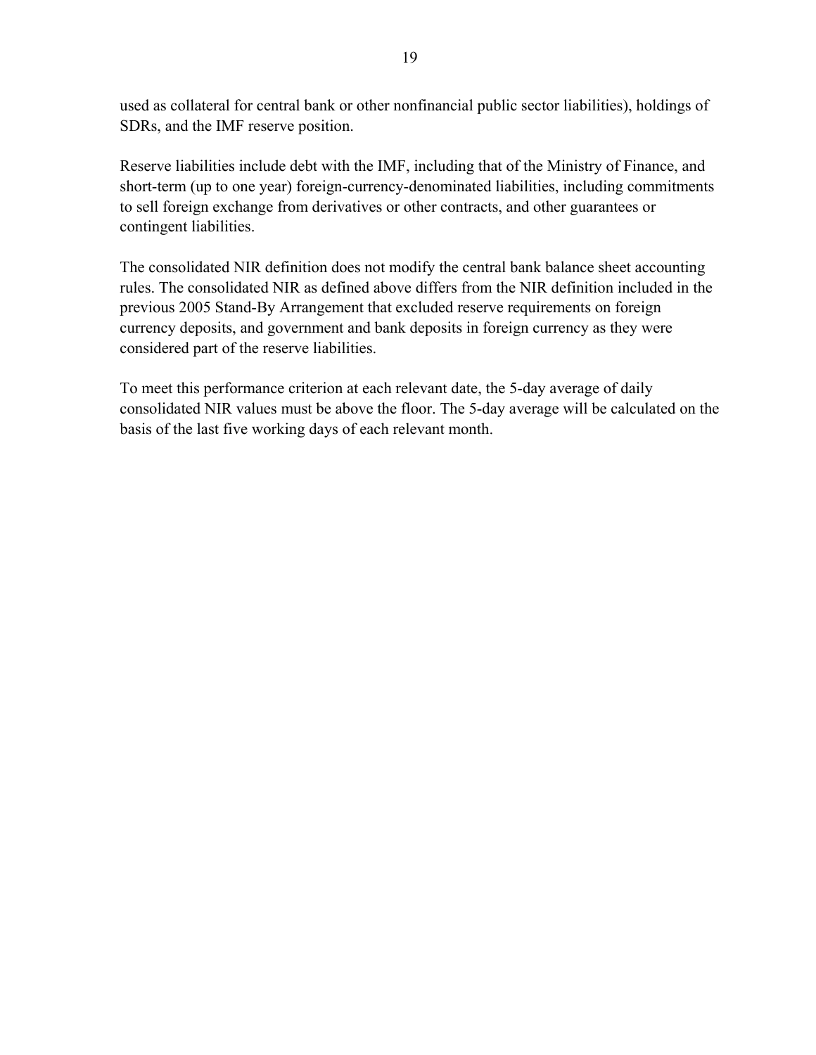used as collateral for central bank or other nonfinancial public sector liabilities), holdings of SDRs, and the IMF reserve position.

Reserve liabilities include debt with the IMF, including that of the Ministry of Finance, and short-term (up to one year) foreign-currency-denominated liabilities, including commitments to sell foreign exchange from derivatives or other contracts, and other guarantees or contingent liabilities.

The consolidated NIR definition does not modify the central bank balance sheet accounting rules. The consolidated NIR as defined above differs from the NIR definition included in the previous 2005 Stand-By Arrangement that excluded reserve requirements on foreign currency deposits, and government and bank deposits in foreign currency as they were considered part of the reserve liabilities.

To meet this performance criterion at each relevant date, the 5-day average of daily consolidated NIR values must be above the floor. The 5-day average will be calculated on the basis of the last five working days of each relevant month.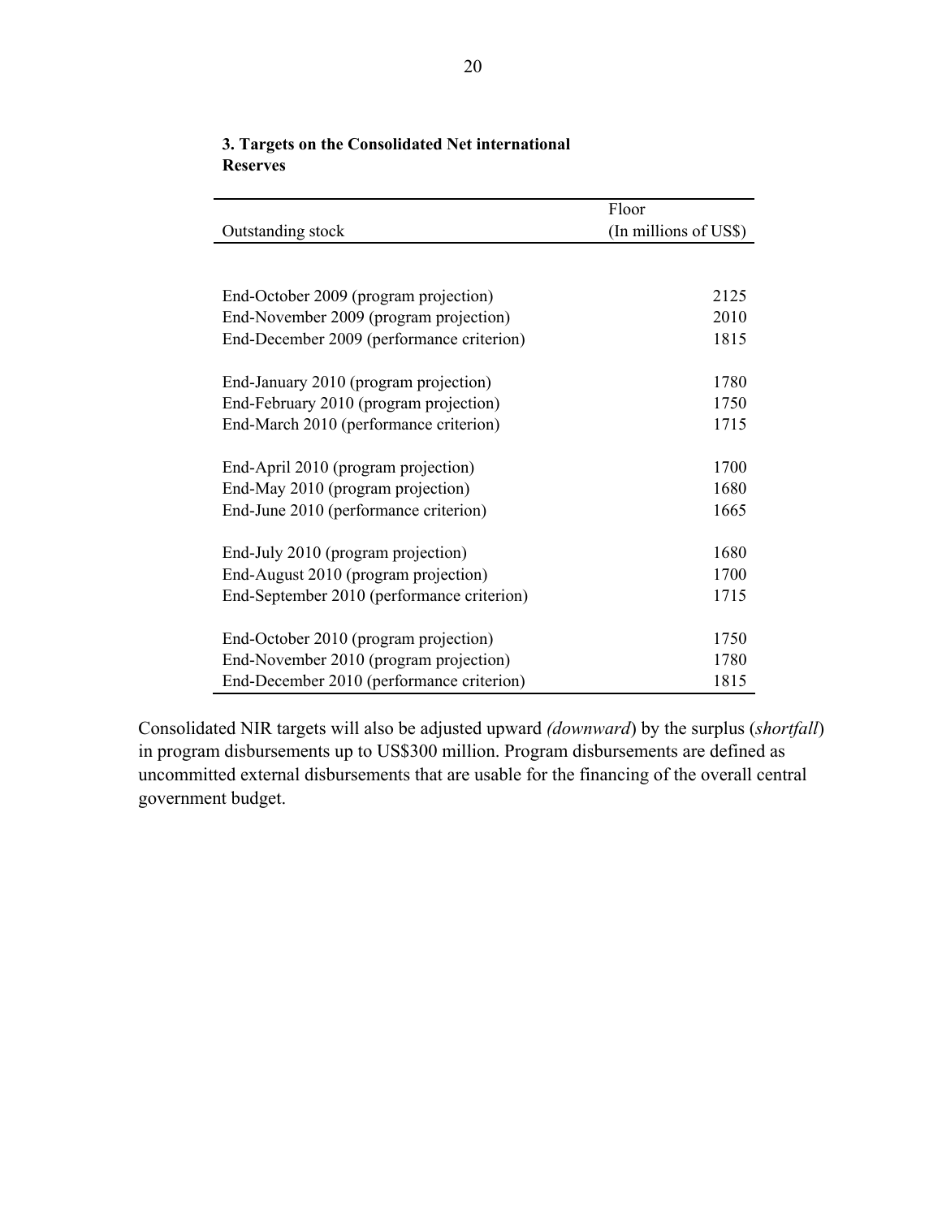### 3. Targets on the Consolidated Net international Reserves

| Outstanding stock | Floor (In millions of US$) |
|---|---|
| End-October 2009 (program projection) | 2125 |
| End-November 2009 (program projection) | 2010 |
| End-December 2009 (performance criterion) | 1815 |
| End-January 2010 (program projection) | 1780 |
| End-February 2010 (program projection) | 1750 |
| End-March 2010 (performance criterion) | 1715 |
| End-April 2010 (program projection) | 1700 |
| End-May 2010 (program projection) | 1680 |
| End-June 2010 (performance criterion) | 1665 |
| End-July 2010 (program projection) | 1680 |
| End-August 2010 (program projection) | 1700 |
| End-September 2010 (performance criterion) | 1715 |
| End-October 2010 (program projection) | 1750 |
| End-November 2010 (program projection) | 1780 |
| End-December 2010 (performance criterion) | 1815 |

Consolidated NIR targets will also be adjusted upward *(downward)* by the surplus (*shortfall*) in program disbursements up to US$300 million. Program disbursements are defined as uncommitted external disbursements that are usable for the financing of the overall central government budget.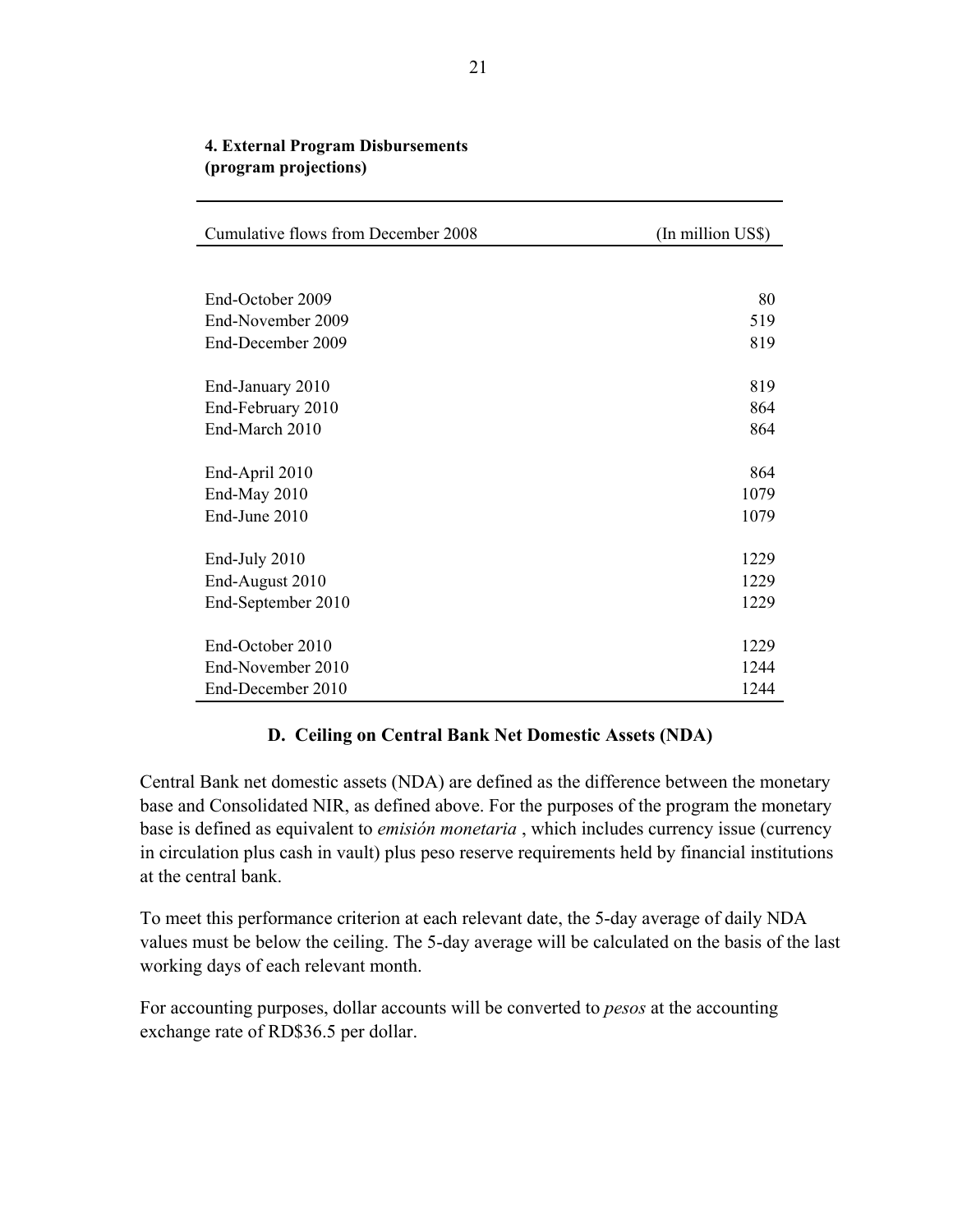**4. External Program Disbursements**
**(program projections)**

| Cumulative flows from December 2008 | (In million US$) |
|---|---|
| End-October 2009 | 80 |
| End-November 2009 | 519 |
| End-December 2009 | 819 |
| End-January 2010 | 819 |
| End-February 2010 | 864 |
| End-March 2010 | 864 |
| End-April 2010 | 864 |
| End-May 2010 | 1079 |
| End-June 2010 | 1079 |
| End-July 2010 | 1229 |
| End-August 2010 | 1229 |
| End-September 2010 | 1229 |
| End-October 2010 | 1229 |
| End-November 2010 | 1244 |
| End-December 2010 | 1244 |

## D. Ceiling on Central Bank Net Domestic Assets (NDA)

Central Bank net domestic assets (NDA) are defined as the difference between the monetary base and Consolidated NIR, as defined above. For the purposes of the program the monetary base is defined as equivalent to *emisión monetaria* , which includes currency issue (currency in circulation plus cash in vault) plus peso reserve requirements held by financial institutions at the central bank.

To meet this performance criterion at each relevant date, the 5-day average of daily NDA values must be below the ceiling. The 5-day average will be calculated on the basis of the last working days of each relevant month.

For accounting purposes, dollar accounts will be converted to *pesos* at the accounting exchange rate of RD$36.5 per dollar.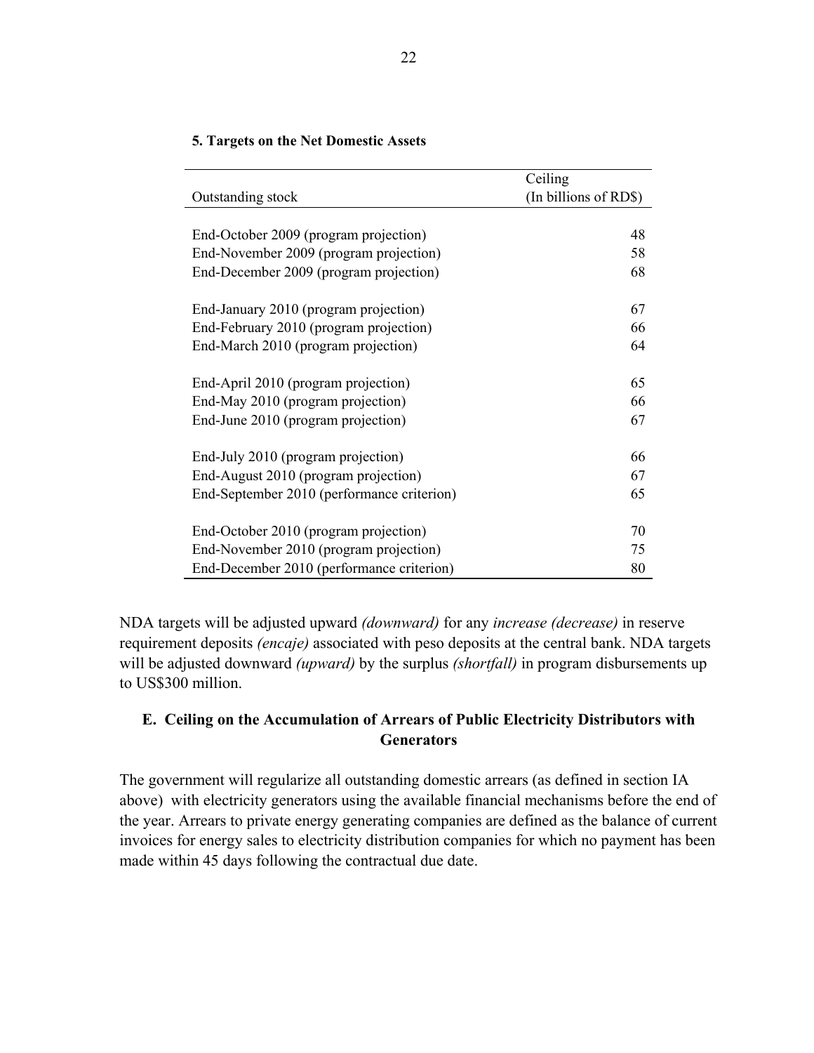**5. Targets on the Net Domestic Assets**

| Outstanding stock | Ceiling (In billions of RD$) |
|---|---|
| End-October 2009 (program projection) | 48 |
| End-November 2009 (program projection) | 58 |
| End-December 2009 (program projection) | 68 |
| End-January 2010 (program projection) | 67 |
| End-February 2010 (program projection) | 66 |
| End-March 2010 (program projection) | 64 |
| End-April 2010 (program projection) | 65 |
| End-May 2010 (program projection) | 66 |
| End-June 2010 (program projection) | 67 |
| End-July 2010 (program projection) | 66 |
| End-August 2010 (program projection) | 67 |
| End-September 2010 (performance criterion) | 65 |
| End-October 2010 (program projection) | 70 |
| End-November 2010 (program projection) | 75 |
| End-December 2010 (performance criterion) | 80 |

NDA targets will be adjusted upward *(downward)* for any *increase (decrease)* in reserve requirement deposits *(encaje)* associated with peso deposits at the central bank. NDA targets will be adjusted downward *(upward)* by the surplus *(shortfall)* in program disbursements up to US$300 million.

## E. Ceiling on the Accumulation of Arrears of Public Electricity Distributors with Generators

The government will regularize all outstanding domestic arrears (as defined in section IA above) with electricity generators using the available financial mechanisms before the end of the year. Arrears to private energy generating companies are defined as the balance of current invoices for energy sales to electricity distribution companies for which no payment has been made within 45 days following the contractual due date.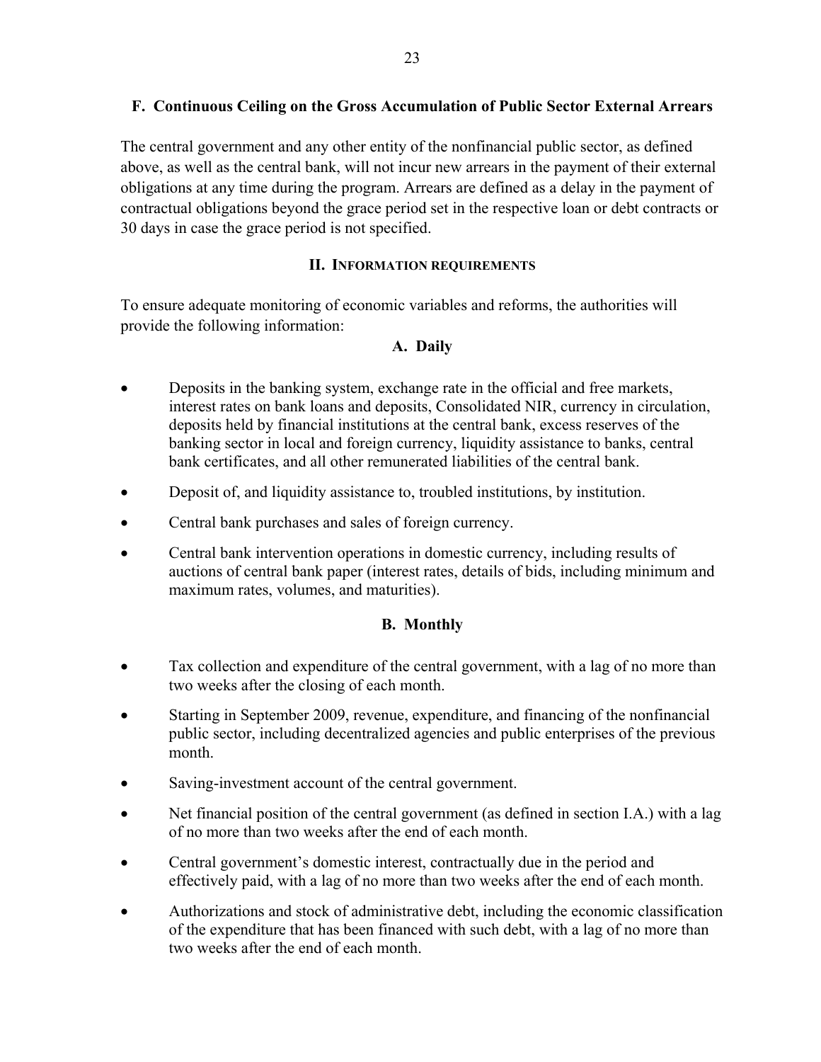### F. Continuous Ceiling on the Gross Accumulation of Public Sector External Arrears

The central government and any other entity of the nonfinancial public sector, as defined above, as well as the central bank, will not incur new arrears in the payment of their external obligations at any time during the program. Arrears are defined as a delay in the payment of contractual obligations beyond the grace period set in the respective loan or debt contracts or 30 days in case the grace period is not specified.

## II. Information Requirements

To ensure adequate monitoring of economic variables and reforms, the authorities will provide the following information:

### A. Daily

- Deposits in the banking system, exchange rate in the official and free markets, interest rates on bank loans and deposits, Consolidated NIR, currency in circulation, deposits held by financial institutions at the central bank, excess reserves of the banking sector in local and foreign currency, liquidity assistance to banks, central bank certificates, and all other remunerated liabilities of the central bank.
- Deposit of, and liquidity assistance to, troubled institutions, by institution.
- Central bank purchases and sales of foreign currency.
- Central bank intervention operations in domestic currency, including results of auctions of central bank paper (interest rates, details of bids, including minimum and maximum rates, volumes, and maturities).

### B. Monthly

- Tax collection and expenditure of the central government, with a lag of no more than two weeks after the closing of each month.
- Starting in September 2009, revenue, expenditure, and financing of the nonfinancial public sector, including decentralized agencies and public enterprises of the previous month.
- Saving-investment account of the central government.
- Net financial position of the central government (as defined in section I.A.) with a lag of no more than two weeks after the end of each month.
- Central government's domestic interest, contractually due in the period and effectively paid, with a lag of no more than two weeks after the end of each month.
- Authorizations and stock of administrative debt, including the economic classification of the expenditure that has been financed with such debt, with a lag of no more than two weeks after the end of each month.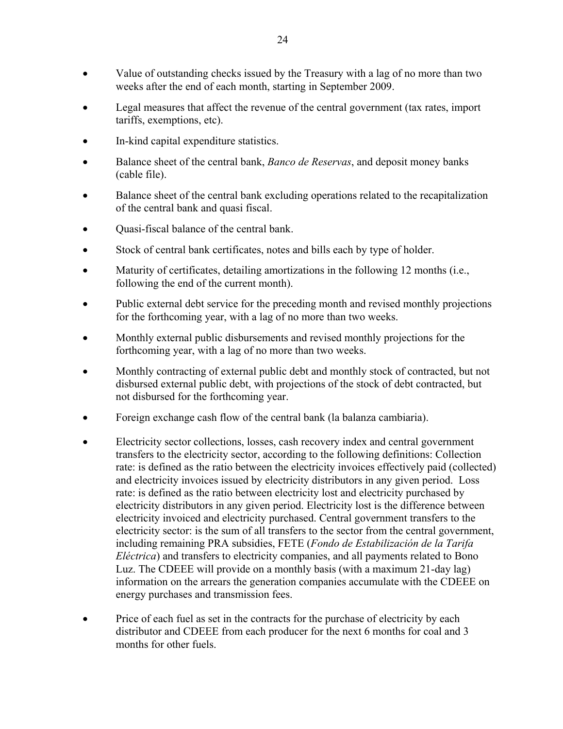- Value of outstanding checks issued by the Treasury with a lag of no more than two weeks after the end of each month, starting in September 2009.
- Legal measures that affect the revenue of the central government (tax rates, import tariffs, exemptions, etc).
- In-kind capital expenditure statistics.
- Balance sheet of the central bank, *Banco de Reservas*, and deposit money banks (cable file).
- Balance sheet of the central bank excluding operations related to the recapitalization of the central bank and quasi fiscal.
- Quasi-fiscal balance of the central bank.
- Stock of central bank certificates, notes and bills each by type of holder.
- Maturity of certificates, detailing amortizations in the following 12 months (i.e., following the end of the current month).
- Public external debt service for the preceding month and revised monthly projections for the forthcoming year, with a lag of no more than two weeks.
- Monthly external public disbursements and revised monthly projections for the forthcoming year, with a lag of no more than two weeks.
- Monthly contracting of external public debt and monthly stock of contracted, but not disbursed external public debt, with projections of the stock of debt contracted, but not disbursed for the forthcoming year.
- Foreign exchange cash flow of the central bank (la balanza cambiaria).
- Electricity sector collections, losses, cash recovery index and central government transfers to the electricity sector, according to the following definitions: Collection rate: is defined as the ratio between the electricity invoices effectively paid (collected) and electricity invoices issued by electricity distributors in any given period. Loss rate: is defined as the ratio between electricity lost and electricity purchased by electricity distributors in any given period. Electricity lost is the difference between electricity invoiced and electricity purchased. Central government transfers to the electricity sector: is the sum of all transfers to the sector from the central government, including remaining PRA subsidies, FETE (*Fondo de Estabilización de la Tarifa Eléctrica*) and transfers to electricity companies, and all payments related to Bono Luz. The CDEEE will provide on a monthly basis (with a maximum 21-day lag) information on the arrears the generation companies accumulate with the CDEEE on energy purchases and transmission fees.
- Price of each fuel as set in the contracts for the purchase of electricity by each distributor and CDEEE from each producer for the next 6 months for coal and 3 months for other fuels.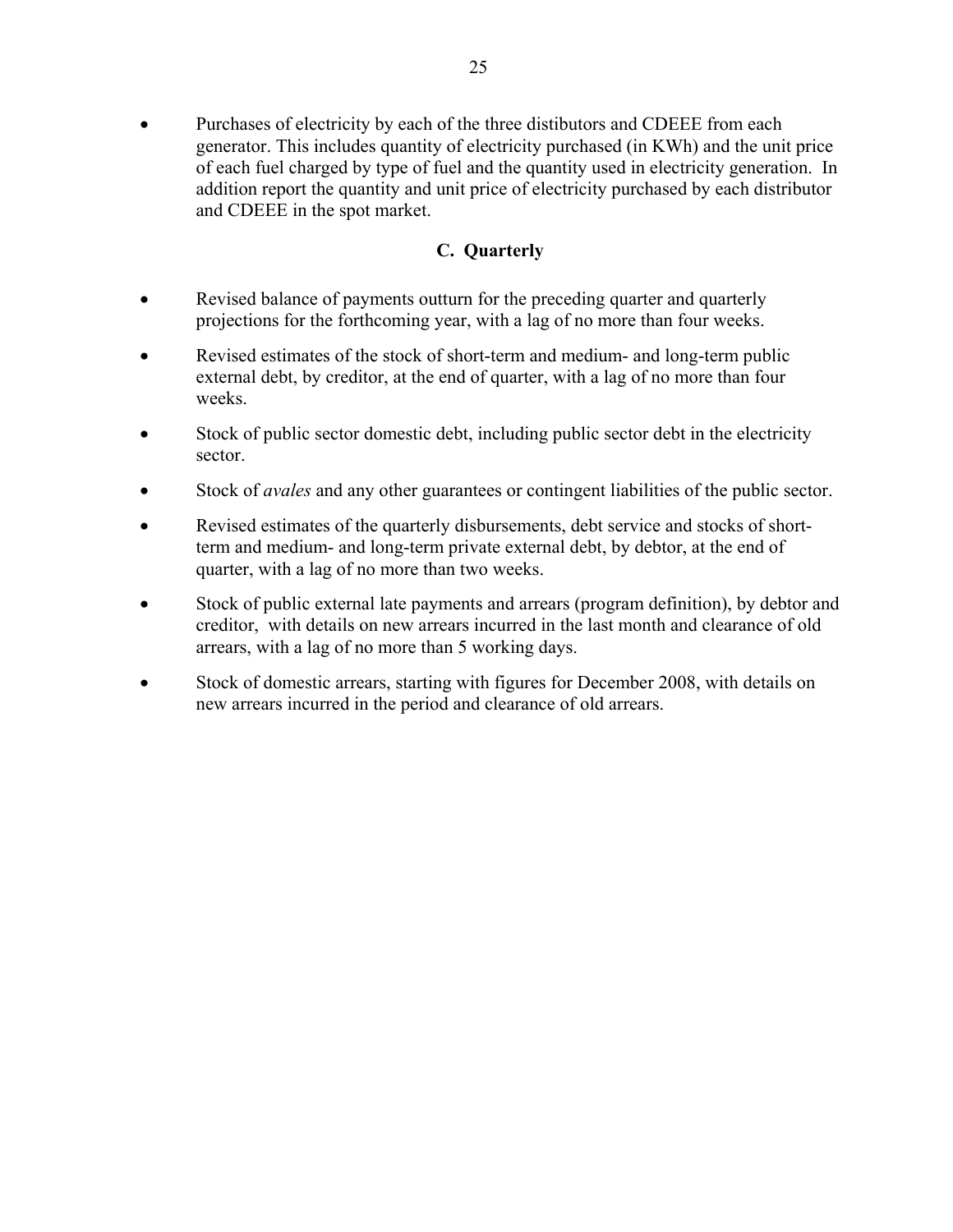- Purchases of electricity by each of the three distibutors and CDEEE from each generator. This includes quantity of electricity purchased (in KWh) and the unit price of each fuel charged by type of fuel and the quantity used in electricity generation. In addition report the quantity and unit price of electricity purchased by each distributor and CDEEE in the spot market.

### C. Quarterly

- Revised balance of payments outturn for the preceding quarter and quarterly projections for the forthcoming year, with a lag of no more than four weeks.
- Revised estimates of the stock of short-term and medium- and long-term public external debt, by creditor, at the end of quarter, with a lag of no more than four weeks.
- Stock of public sector domestic debt, including public sector debt in the electricity sector.
- Stock of *avales* and any other guarantees or contingent liabilities of the public sector.
- Revised estimates of the quarterly disbursements, debt service and stocks of short-term and medium- and long-term private external debt, by debtor, at the end of quarter, with a lag of no more than two weeks.
- Stock of public external late payments and arrears (program definition), by debtor and creditor, with details on new arrears incurred in the last month and clearance of old arrears, with a lag of no more than 5 working days.
- Stock of domestic arrears, starting with figures for December 2008, with details on new arrears incurred in the period and clearance of old arrears.